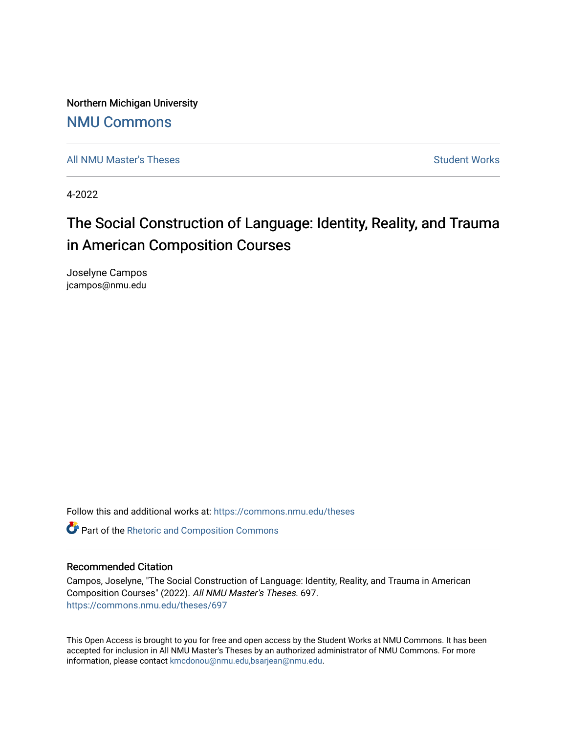Northern Michigan University

# NMU Commons

All NMU Master's Theses | Student Works

4-2022

## The Social Construction of Language: Identity, Reality, and Trauma in American Composition Courses

Joselyne Campos
jcampos@nmu.edu

Follow this and additional works at: https://commons.nmu.edu/theses

Part of the Rhetoric and Composition Commons

### Recommended Citation

Campos, Joselyne, "The Social Construction of Language: Identity, Reality, and Trauma in American Composition Courses" (2022). *All NMU Master's Theses*. 697.
https://commons.nmu.edu/theses/697

This Open Access is brought to you for free and open access by the Student Works at NMU Commons. It has been accepted for inclusion in All NMU Master's Theses by an authorized administrator of NMU Commons. For more information, please contact kmcdonou@nmu.edu,bsarjean@nmu.edu.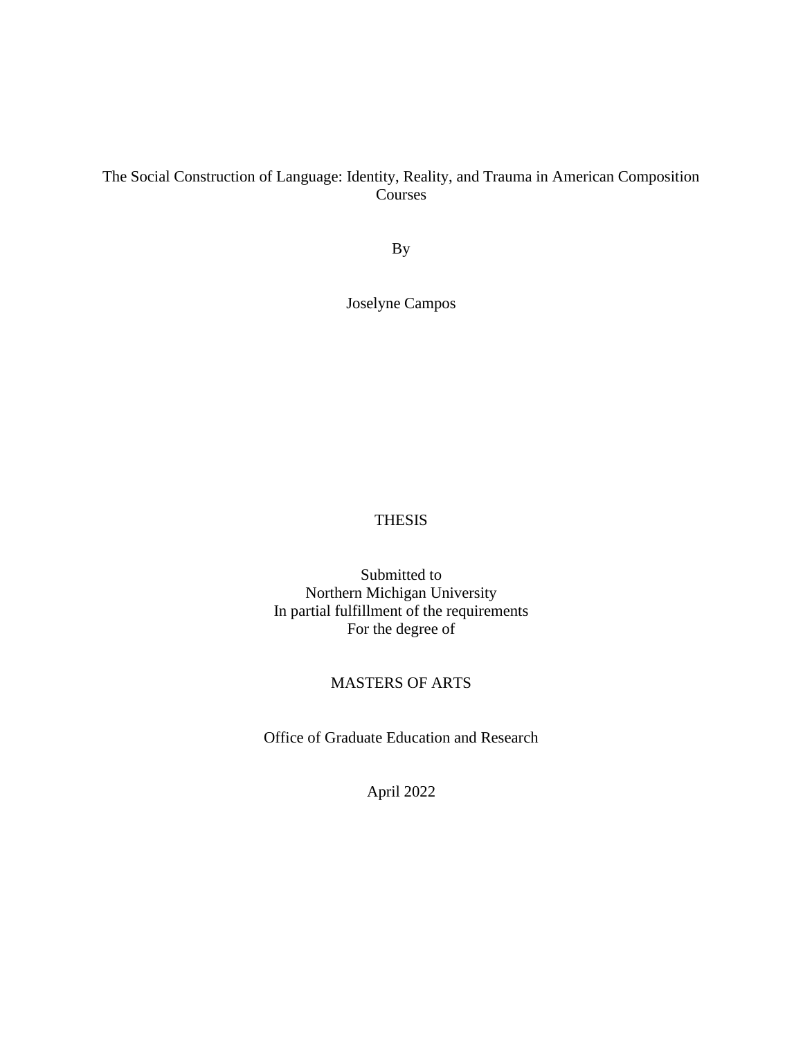The Social Construction of Language: Identity, Reality, and Trauma in American Composition Courses

By

Joselyne Campos

THESIS

Submitted to
Northern Michigan University
In partial fulfillment of the requirements
For the degree of

MASTERS OF ARTS

Office of Graduate Education and Research

April 2022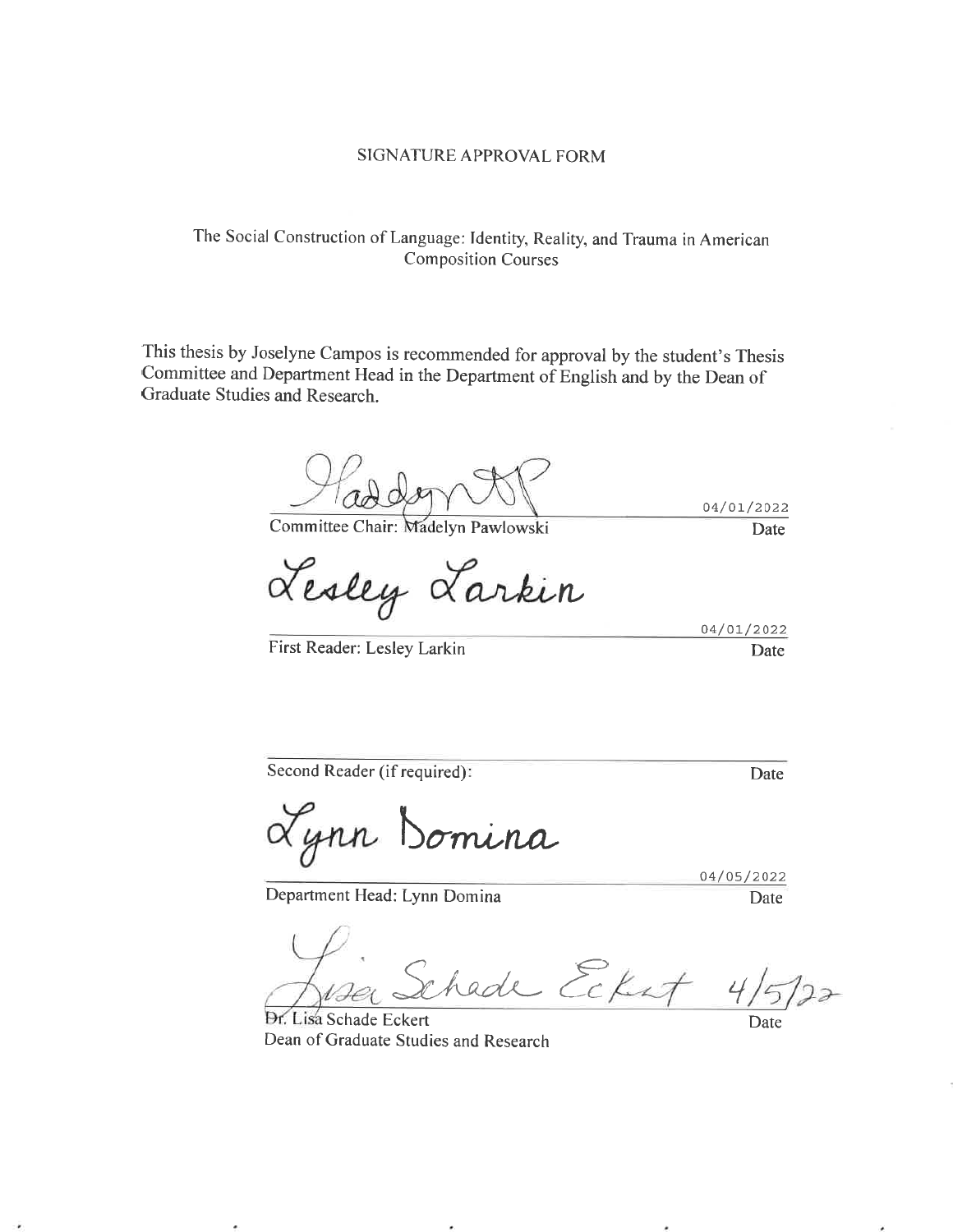SIGNATURE APPROVAL FORM

The Social Construction of Language: Identity, Reality, and Trauma in American Composition Courses

This thesis by Joselyne Campos is recommended for approval by the student's Thesis Committee and Department Head in the Department of English and by the Dean of Graduate Studies and Research.

Committee Chair: Madelyn Pawlowski — Date: 04/01/2022

First Reader: Lesley Larkin — Date: 04/01/2022

Second Reader (if required): — Date:

Department Head: Lynn Domina — Date: 04/05/2022

Dr. Lisa Schade Eckert
Dean of Graduate Studies and Research — Date: 4/5/22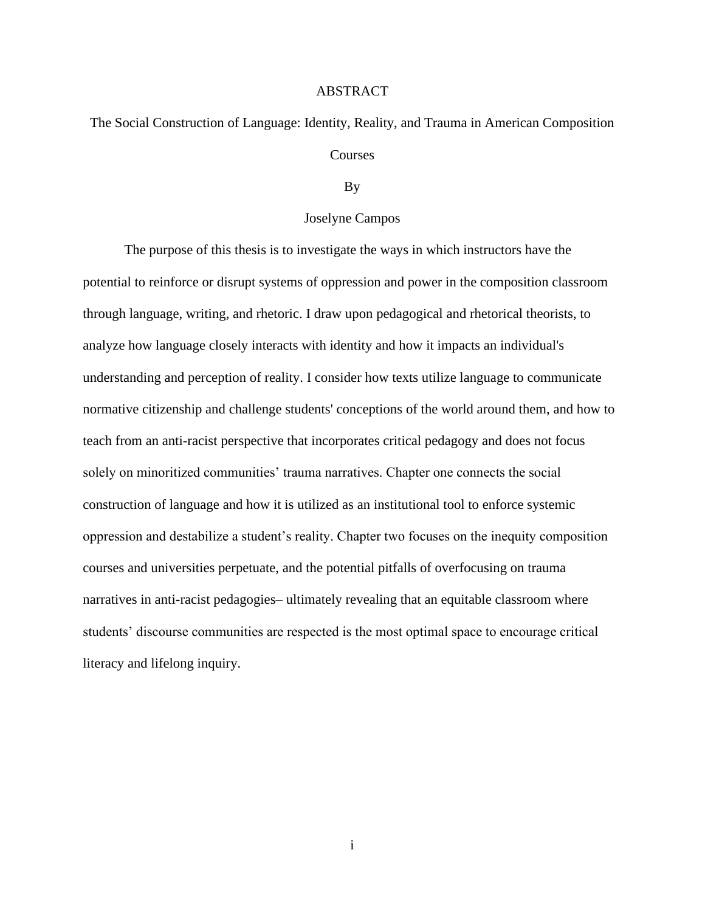# ABSTRACT

## The Social Construction of Language: Identity, Reality, and Trauma in American Composition Courses

By

Joselyne Campos

The purpose of this thesis is to investigate the ways in which instructors have the potential to reinforce or disrupt systems of oppression and power in the composition classroom through language, writing, and rhetoric. I draw upon pedagogical and rhetorical theorists, to analyze how language closely interacts with identity and how it impacts an individual's understanding and perception of reality. I consider how texts utilize language to communicate normative citizenship and challenge students' conceptions of the world around them, and how to teach from an anti-racist perspective that incorporates critical pedagogy and does not focus solely on minoritized communities' trauma narratives. Chapter one connects the social construction of language and how it is utilized as an institutional tool to enforce systemic oppression and destabilize a student's reality. Chapter two focuses on the inequity composition courses and universities perpetuate, and the potential pitfalls of overfocusing on trauma narratives in anti-racist pedagogies– ultimately revealing that an equitable classroom where students' discourse communities are respected is the most optimal space to encourage critical literacy and lifelong inquiry.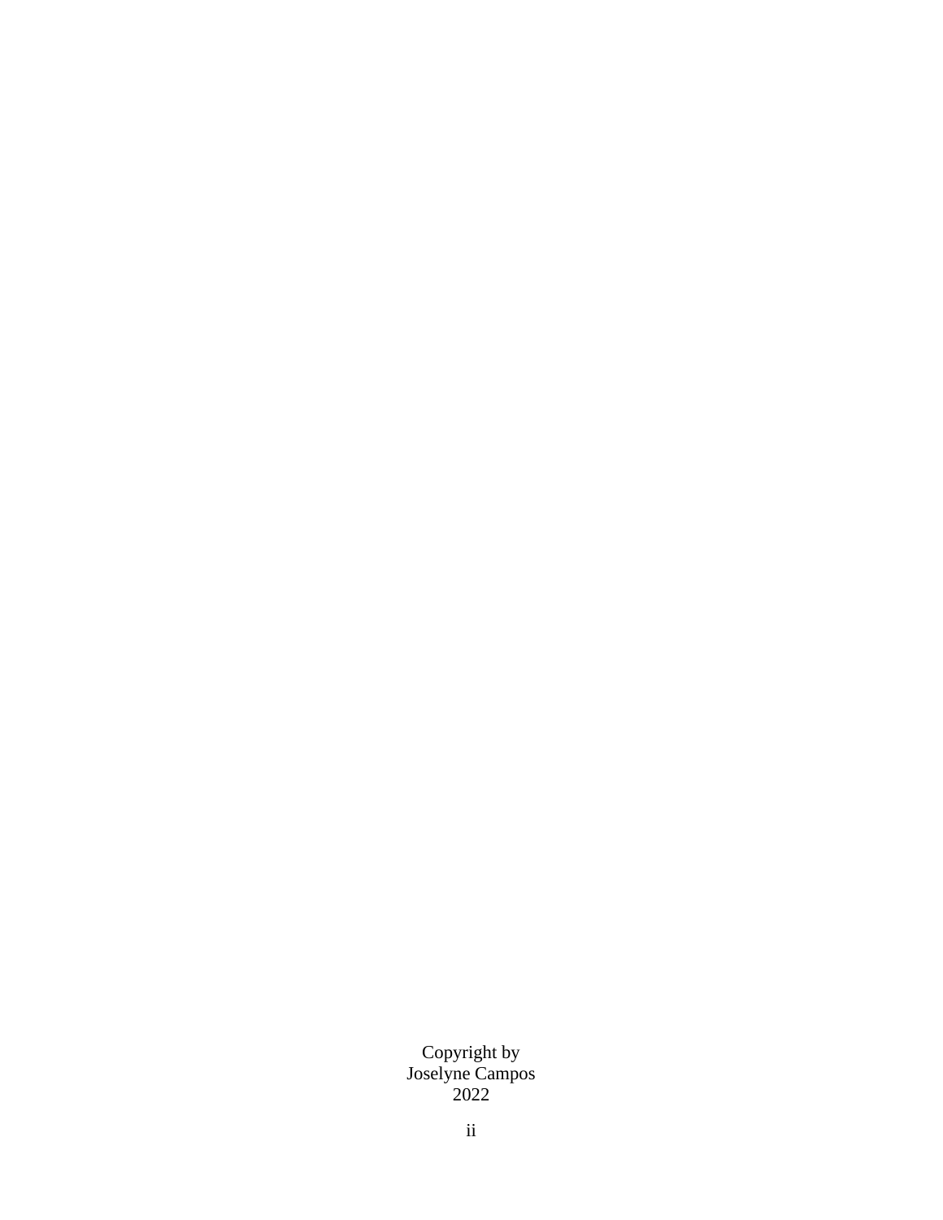Copyright by
Joselyne Campos
2022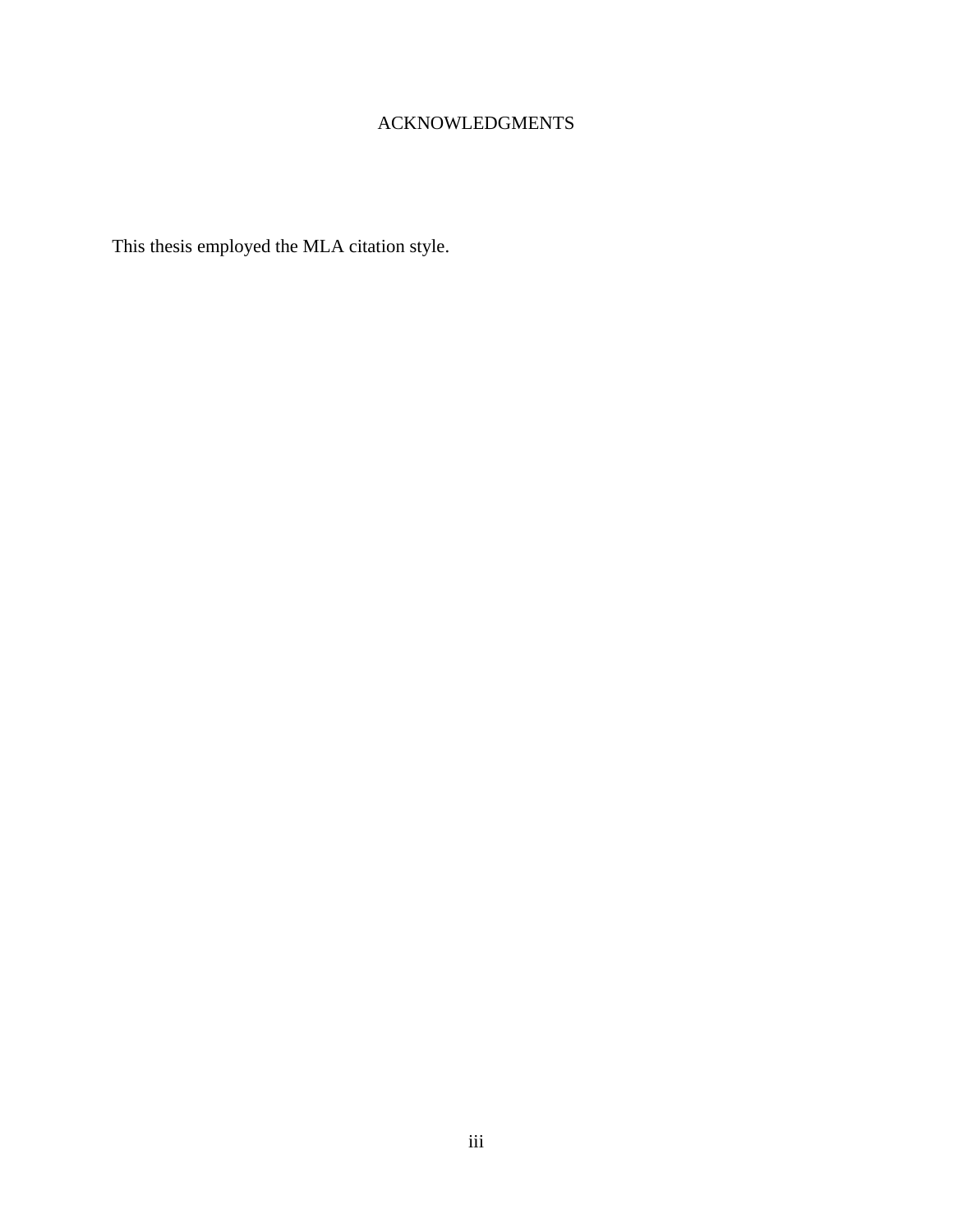# ACKNOWLEDGMENTS

This thesis employed the MLA citation style.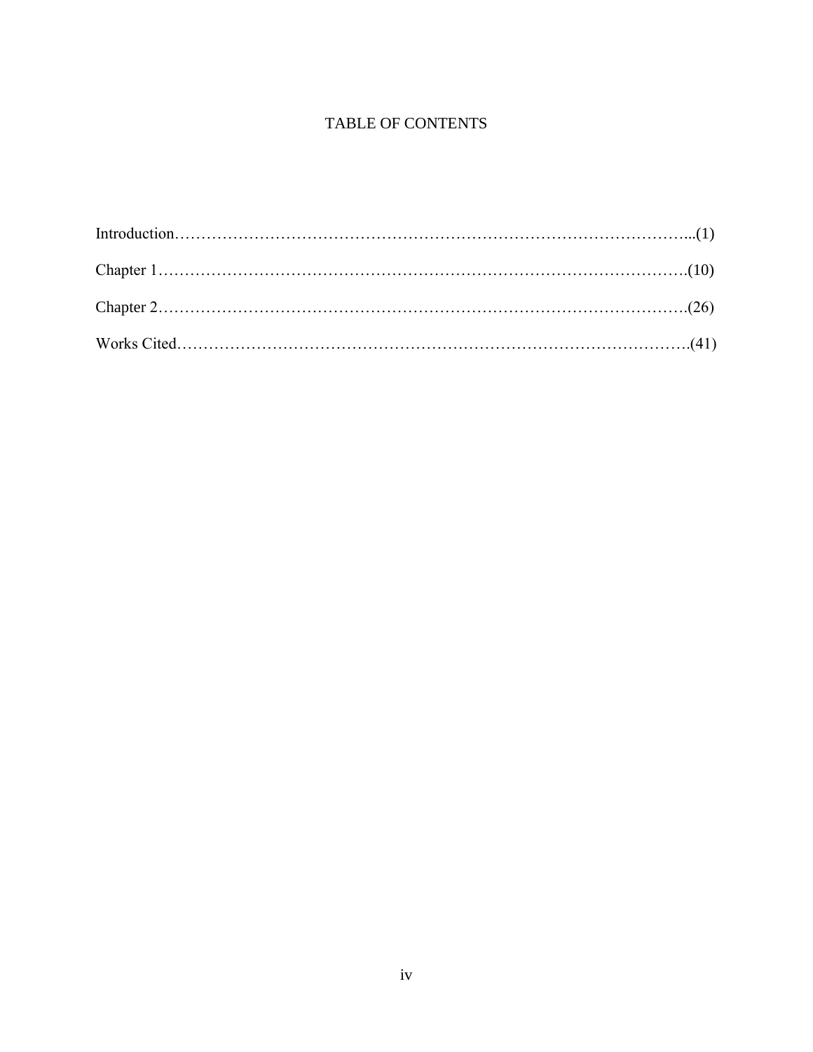# TABLE OF CONTENTS

Introduction…………………………………………………………………………………...(1)

Chapter 1……………………………………………………………………………………….(10)

Chapter 2……………………………………………………………………………………….(26)

Works Cited…………………………………………………………………………………….(41)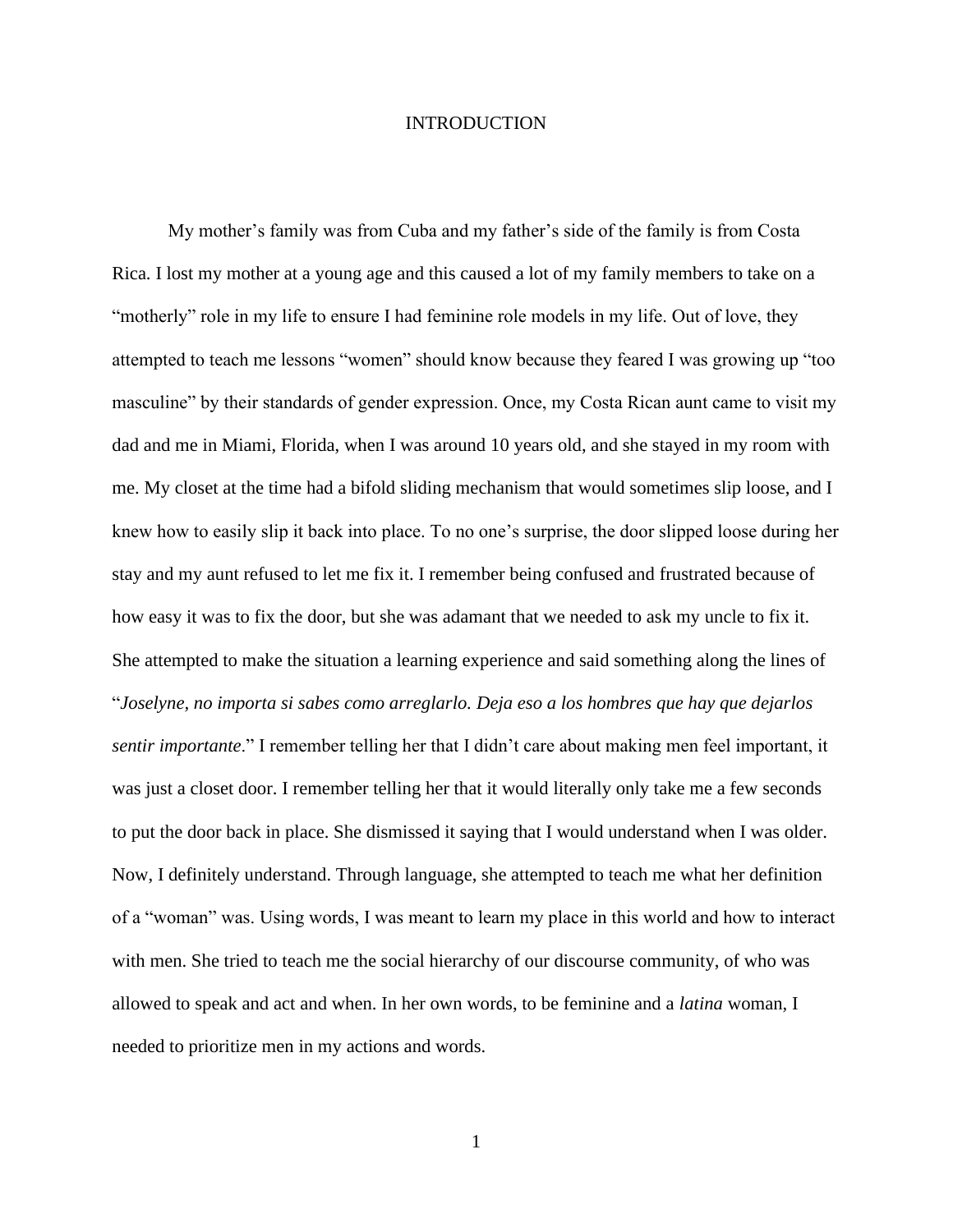# INTRODUCTION

My mother's family was from Cuba and my father's side of the family is from Costa Rica. I lost my mother at a young age and this caused a lot of my family members to take on a "motherly" role in my life to ensure I had feminine role models in my life. Out of love, they attempted to teach me lessons "women" should know because they feared I was growing up "too masculine" by their standards of gender expression. Once, my Costa Rican aunt came to visit my dad and me in Miami, Florida, when I was around 10 years old, and she stayed in my room with me. My closet at the time had a bifold sliding mechanism that would sometimes slip loose, and I knew how to easily slip it back into place. To no one's surprise, the door slipped loose during her stay and my aunt refused to let me fix it. I remember being confused and frustrated because of how easy it was to fix the door, but she was adamant that we needed to ask my uncle to fix it. She attempted to make the situation a learning experience and said something along the lines of "*Joselyne, no importa si sabes como arreglarlo. Deja eso a los hombres que hay que dejarlos sentir importante*." I remember telling her that I didn't care about making men feel important, it was just a closet door. I remember telling her that it would literally only take me a few seconds to put the door back in place. She dismissed it saying that I would understand when I was older. Now, I definitely understand. Through language, she attempted to teach me what her definition of a "woman" was. Using words, I was meant to learn my place in this world and how to interact with men. She tried to teach me the social hierarchy of our discourse community, of who was allowed to speak and act and when. In her own words, to be feminine and a *latina* woman, I needed to prioritize men in my actions and words.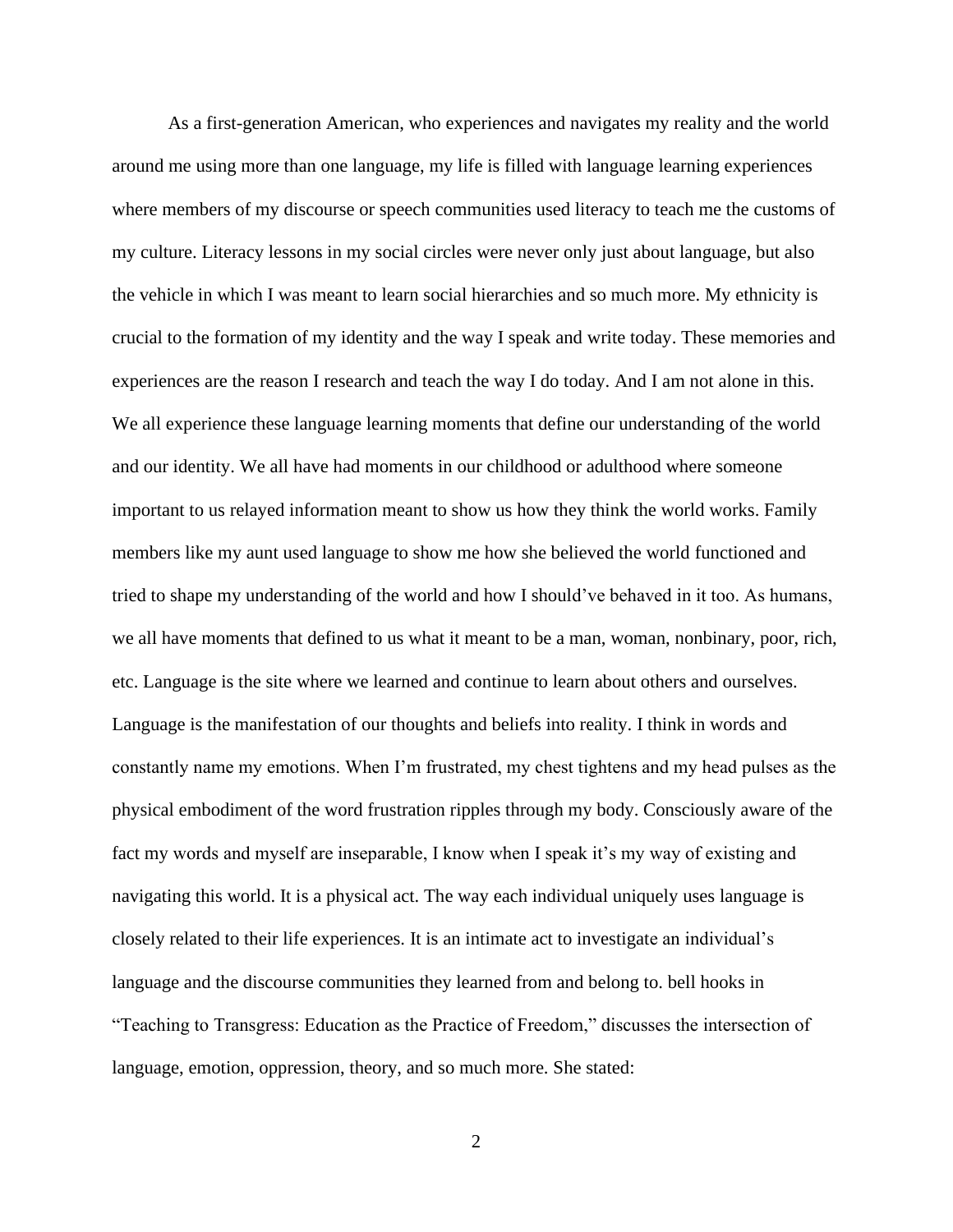As a first-generation American, who experiences and navigates my reality and the world around me using more than one language, my life is filled with language learning experiences where members of my discourse or speech communities used literacy to teach me the customs of my culture. Literacy lessons in my social circles were never only just about language, but also the vehicle in which I was meant to learn social hierarchies and so much more. My ethnicity is crucial to the formation of my identity and the way I speak and write today. These memories and experiences are the reason I research and teach the way I do today. And I am not alone in this. We all experience these language learning moments that define our understanding of the world and our identity. We all have had moments in our childhood or adulthood where someone important to us relayed information meant to show us how they think the world works. Family members like my aunt used language to show me how she believed the world functioned and tried to shape my understanding of the world and how I should've behaved in it too. As humans, we all have moments that defined to us what it meant to be a man, woman, nonbinary, poor, rich, etc. Language is the site where we learned and continue to learn about others and ourselves. Language is the manifestation of our thoughts and beliefs into reality. I think in words and constantly name my emotions. When I'm frustrated, my chest tightens and my head pulses as the physical embodiment of the word frustration ripples through my body. Consciously aware of the fact my words and myself are inseparable, I know when I speak it's my way of existing and navigating this world. It is a physical act. The way each individual uniquely uses language is closely related to their life experiences. It is an intimate act to investigate an individual's language and the discourse communities they learned from and belong to. bell hooks in "Teaching to Transgress: Education as the Practice of Freedom," discusses the intersection of language, emotion, oppression, theory, and so much more. She stated: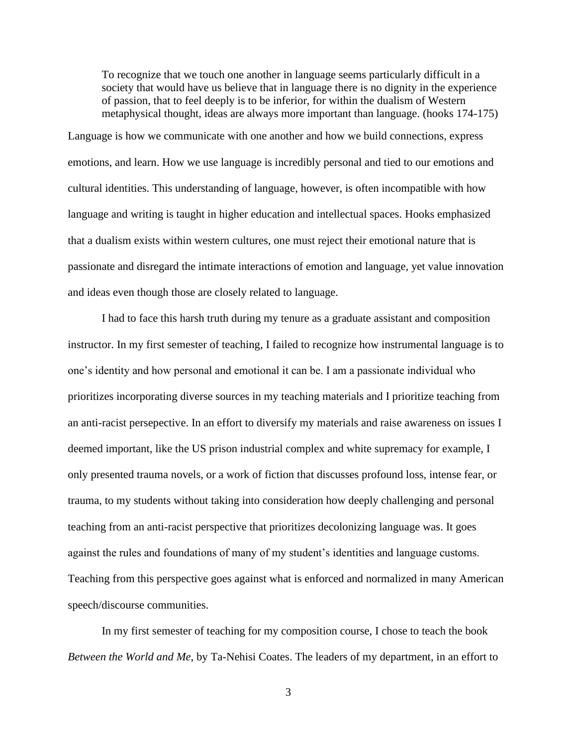> To recognize that we touch one another in language seems particularly difficult in a society that would have us believe that in language there is no dignity in the experience of passion, that to feel deeply is to be inferior, for within the dualism of Western metaphysical thought, ideas are always more important than language. (hooks 174-175)

Language is how we communicate with one another and how we build connections, express emotions, and learn. How we use language is incredibly personal and tied to our emotions and cultural identities. This understanding of language, however, is often incompatible with how language and writing is taught in higher education and intellectual spaces. Hooks emphasized that a dualism exists within western cultures, one must reject their emotional nature that is passionate and disregard the intimate interactions of emotion and language, yet value innovation and ideas even though those are closely related to language.

I had to face this harsh truth during my tenure as a graduate assistant and composition instructor. In my first semester of teaching, I failed to recognize how instrumental language is to one's identity and how personal and emotional it can be. I am a passionate individual who prioritizes incorporating diverse sources in my teaching materials and I prioritize teaching from an anti-racist persepective. In an effort to diversify my materials and raise awareness on issues I deemed important, like the US prison industrial complex and white supremacy for example, I only presented trauma novels, or a work of fiction that discusses profound loss, intense fear, or trauma, to my students without taking into consideration how deeply challenging and personal teaching from an anti-racist perspective that prioritizes decolonizing language was. It goes against the rules and foundations of many of my student's identities and language customs. Teaching from this perspective goes against what is enforced and normalized in many American speech/discourse communities.

In my first semester of teaching for my composition course, I chose to teach the book *Between the World and Me*, by Ta-Nehisi Coates. The leaders of my department, in an effort to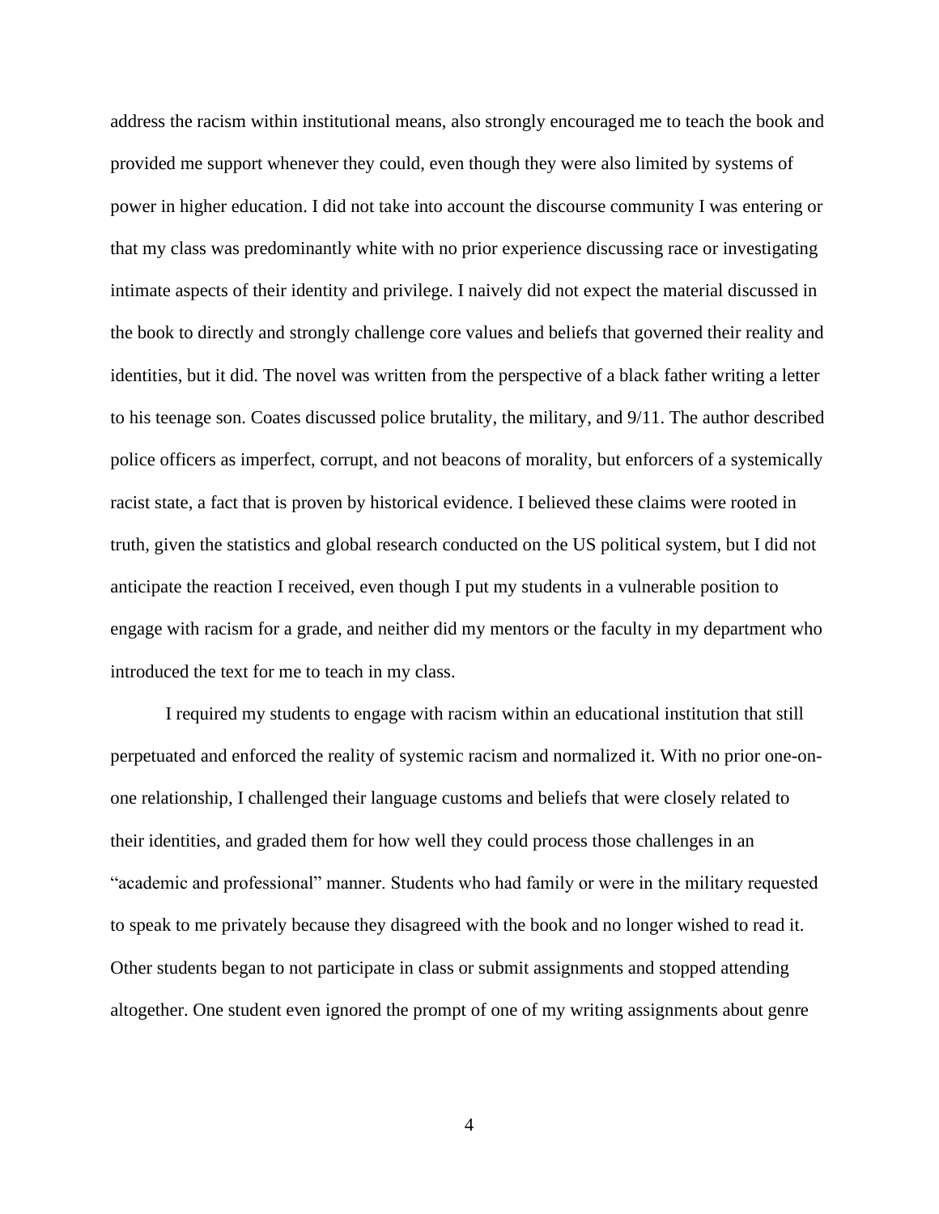address the racism within institutional means, also strongly encouraged me to teach the book and provided me support whenever they could, even though they were also limited by systems of power in higher education. I did not take into account the discourse community I was entering or that my class was predominantly white with no prior experience discussing race or investigating intimate aspects of their identity and privilege. I naively did not expect the material discussed in the book to directly and strongly challenge core values and beliefs that governed their reality and identities, but it did. The novel was written from the perspective of a black father writing a letter to his teenage son. Coates discussed police brutality, the military, and 9/11. The author described police officers as imperfect, corrupt, and not beacons of morality, but enforcers of a systemically racist state, a fact that is proven by historical evidence. I believed these claims were rooted in truth, given the statistics and global research conducted on the US political system, but I did not anticipate the reaction I received, even though I put my students in a vulnerable position to engage with racism for a grade, and neither did my mentors or the faculty in my department who introduced the text for me to teach in my class.

I required my students to engage with racism within an educational institution that still perpetuated and enforced the reality of systemic racism and normalized it. With no prior one-on-one relationship, I challenged their language customs and beliefs that were closely related to their identities, and graded them for how well they could process those challenges in an "academic and professional" manner. Students who had family or were in the military requested to speak to me privately because they disagreed with the book and no longer wished to read it. Other students began to not participate in class or submit assignments and stopped attending altogether. One student even ignored the prompt of one of my writing assignments about genre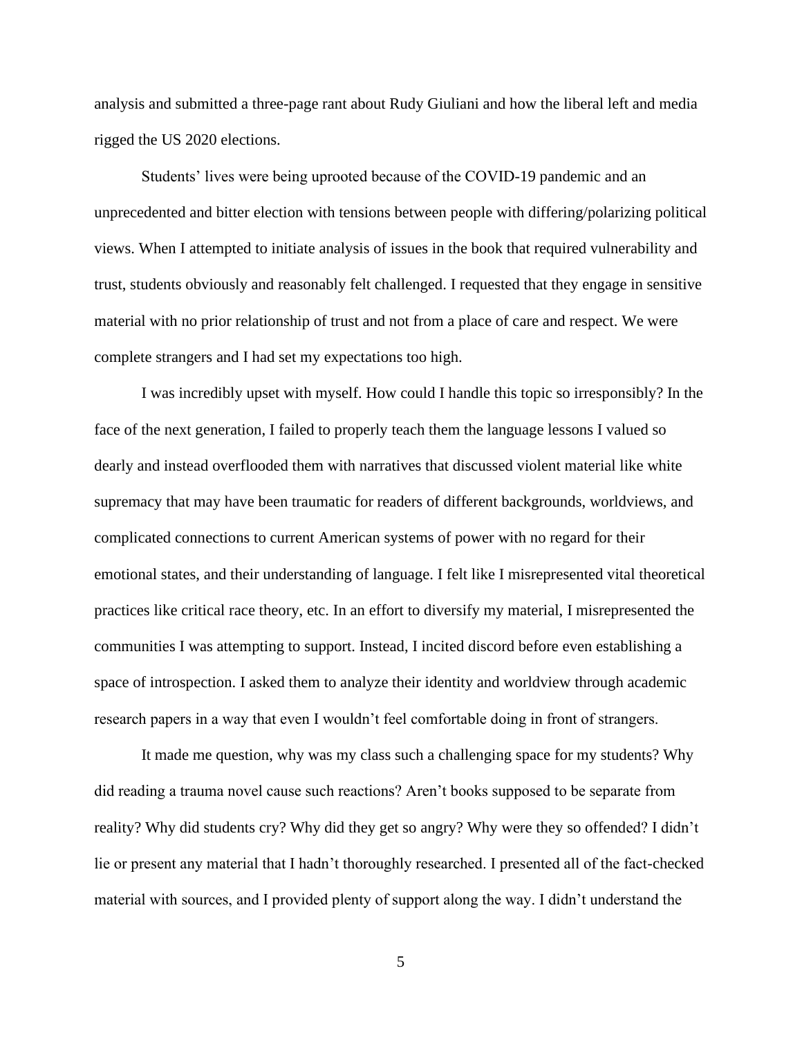analysis and submitted a three-page rant about Rudy Giuliani and how the liberal left and media rigged the US 2020 elections.

Students' lives were being uprooted because of the COVID-19 pandemic and an unprecedented and bitter election with tensions between people with differing/polarizing political views. When I attempted to initiate analysis of issues in the book that required vulnerability and trust, students obviously and reasonably felt challenged. I requested that they engage in sensitive material with no prior relationship of trust and not from a place of care and respect. We were complete strangers and I had set my expectations too high.

I was incredibly upset with myself. How could I handle this topic so irresponsibly? In the face of the next generation, I failed to properly teach them the language lessons I valued so dearly and instead overflooded them with narratives that discussed violent material like white supremacy that may have been traumatic for readers of different backgrounds, worldviews, and complicated connections to current American systems of power with no regard for their emotional states, and their understanding of language. I felt like I misrepresented vital theoretical practices like critical race theory, etc. In an effort to diversify my material, I misrepresented the communities I was attempting to support. Instead, I incited discord before even establishing a space of introspection. I asked them to analyze their identity and worldview through academic research papers in a way that even I wouldn't feel comfortable doing in front of strangers.

It made me question, why was my class such a challenging space for my students? Why did reading a trauma novel cause such reactions? Aren't books supposed to be separate from reality? Why did students cry? Why did they get so angry? Why were they so offended? I didn't lie or present any material that I hadn't thoroughly researched. I presented all of the fact-checked material with sources, and I provided plenty of support along the way. I didn't understand the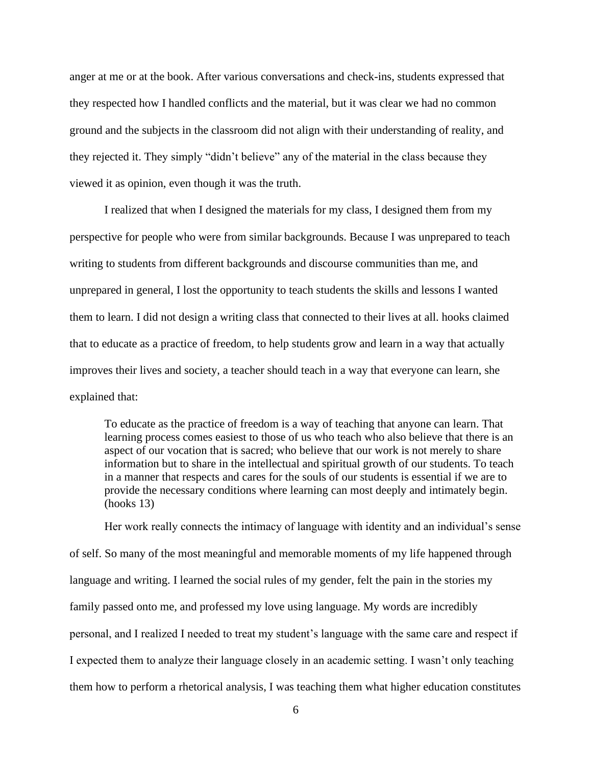anger at me or at the book. After various conversations and check-ins, students expressed that they respected how I handled conflicts and the material, but it was clear we had no common ground and the subjects in the classroom did not align with their understanding of reality, and they rejected it. They simply "didn't believe" any of the material in the class because they viewed it as opinion, even though it was the truth.

I realized that when I designed the materials for my class, I designed them from my perspective for people who were from similar backgrounds. Because I was unprepared to teach writing to students from different backgrounds and discourse communities than me, and unprepared in general, I lost the opportunity to teach students the skills and lessons I wanted them to learn. I did not design a writing class that connected to their lives at all. hooks claimed that to educate as a practice of freedom, to help students grow and learn in a way that actually improves their lives and society, a teacher should teach in a way that everyone can learn, she explained that:

> To educate as the practice of freedom is a way of teaching that anyone can learn. That learning process comes easiest to those of us who teach who also believe that there is an aspect of our vocation that is sacred; who believe that our work is not merely to share information but to share in the intellectual and spiritual growth of our students. To teach in a manner that respects and cares for the souls of our students is essential if we are to provide the necessary conditions where learning can most deeply and intimately begin. (hooks 13)

Her work really connects the intimacy of language with identity and an individual's sense of self. So many of the most meaningful and memorable moments of my life happened through language and writing. I learned the social rules of my gender, felt the pain in the stories my family passed onto me, and professed my love using language. My words are incredibly personal, and I realized I needed to treat my student's language with the same care and respect if I expected them to analyze their language closely in an academic setting. I wasn't only teaching them how to perform a rhetorical analysis, I was teaching them what higher education constitutes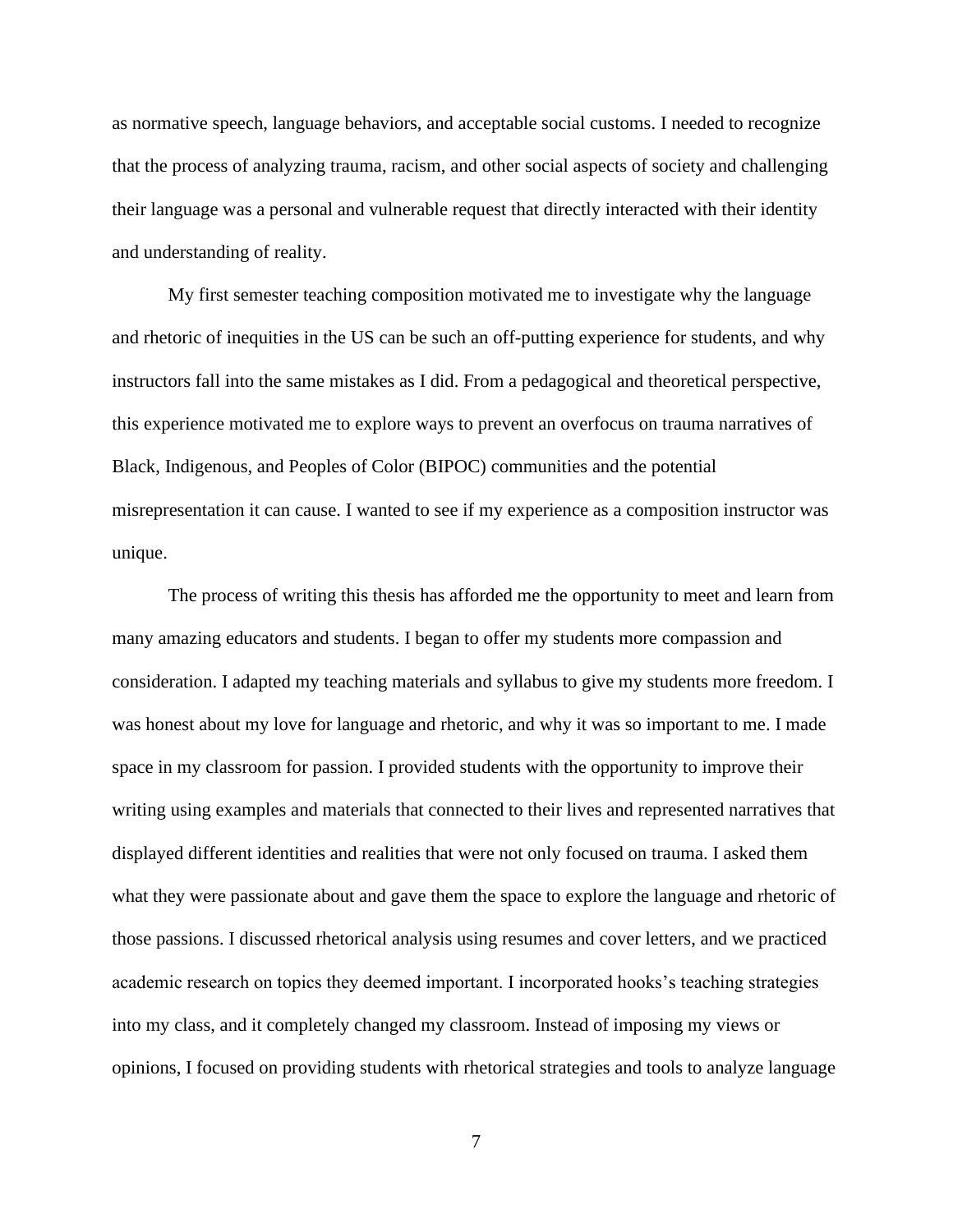as normative speech, language behaviors, and acceptable social customs. I needed to recognize that the process of analyzing trauma, racism, and other social aspects of society and challenging their language was a personal and vulnerable request that directly interacted with their identity and understanding of reality.

My first semester teaching composition motivated me to investigate why the language and rhetoric of inequities in the US can be such an off-putting experience for students, and why instructors fall into the same mistakes as I did. From a pedagogical and theoretical perspective, this experience motivated me to explore ways to prevent an overfocus on trauma narratives of Black, Indigenous, and Peoples of Color (BIPOC) communities and the potential misrepresentation it can cause. I wanted to see if my experience as a composition instructor was unique.

The process of writing this thesis has afforded me the opportunity to meet and learn from many amazing educators and students. I began to offer my students more compassion and consideration. I adapted my teaching materials and syllabus to give my students more freedom. I was honest about my love for language and rhetoric, and why it was so important to me. I made space in my classroom for passion. I provided students with the opportunity to improve their writing using examples and materials that connected to their lives and represented narratives that displayed different identities and realities that were not only focused on trauma. I asked them what they were passionate about and gave them the space to explore the language and rhetoric of those passions. I discussed rhetorical analysis using resumes and cover letters, and we practiced academic research on topics they deemed important. I incorporated hooks's teaching strategies into my class, and it completely changed my classroom. Instead of imposing my views or opinions, I focused on providing students with rhetorical strategies and tools to analyze language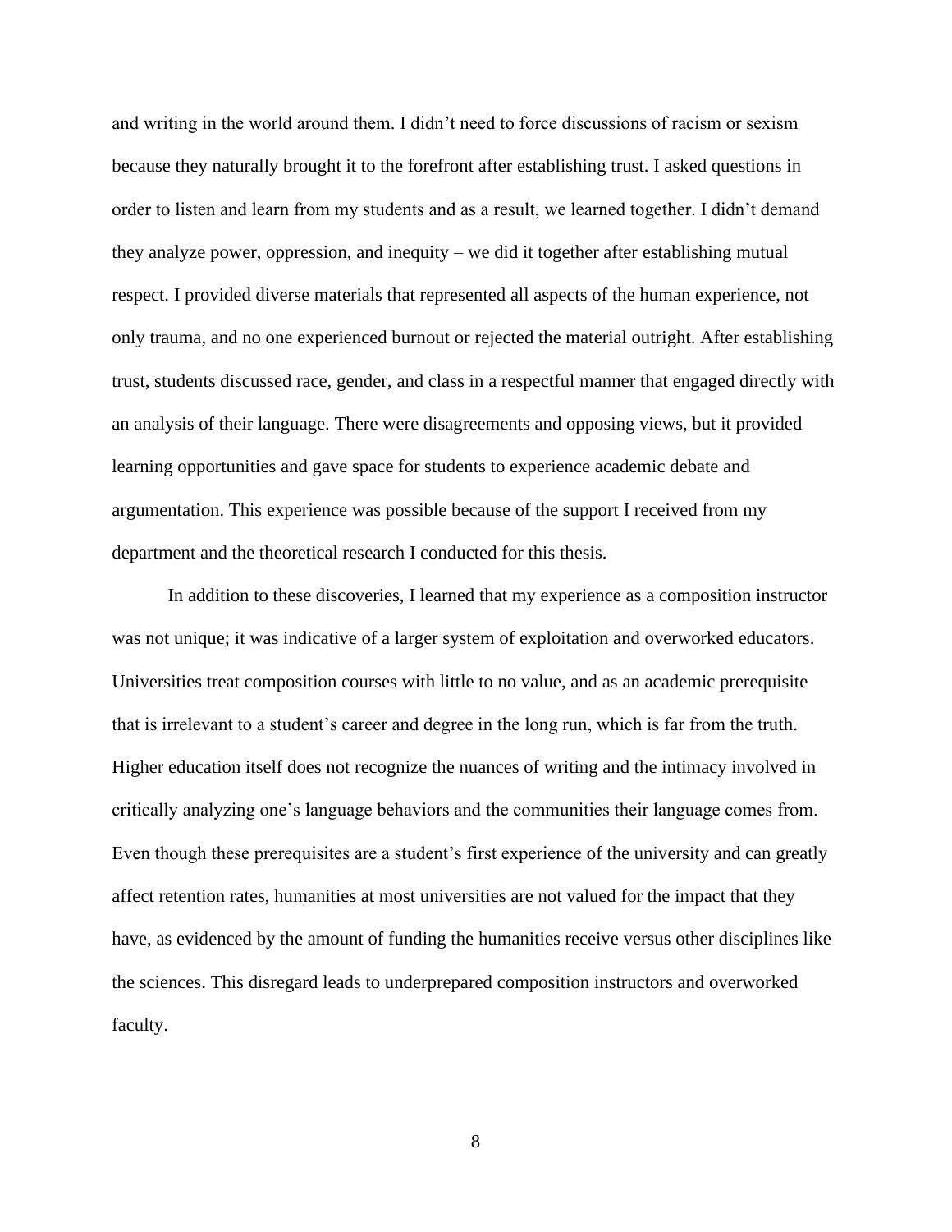and writing in the world around them. I didn't need to force discussions of racism or sexism because they naturally brought it to the forefront after establishing trust. I asked questions in order to listen and learn from my students and as a result, we learned together. I didn't demand they analyze power, oppression, and inequity – we did it together after establishing mutual respect. I provided diverse materials that represented all aspects of the human experience, not only trauma, and no one experienced burnout or rejected the material outright. After establishing trust, students discussed race, gender, and class in a respectful manner that engaged directly with an analysis of their language. There were disagreements and opposing views, but it provided learning opportunities and gave space for students to experience academic debate and argumentation. This experience was possible because of the support I received from my department and the theoretical research I conducted for this thesis.

In addition to these discoveries, I learned that my experience as a composition instructor was not unique; it was indicative of a larger system of exploitation and overworked educators. Universities treat composition courses with little to no value, and as an academic prerequisite that is irrelevant to a student's career and degree in the long run, which is far from the truth. Higher education itself does not recognize the nuances of writing and the intimacy involved in critically analyzing one's language behaviors and the communities their language comes from. Even though these prerequisites are a student's first experience of the university and can greatly affect retention rates, humanities at most universities are not valued for the impact that they have, as evidenced by the amount of funding the humanities receive versus other disciplines like the sciences. This disregard leads to underprepared composition instructors and overworked faculty.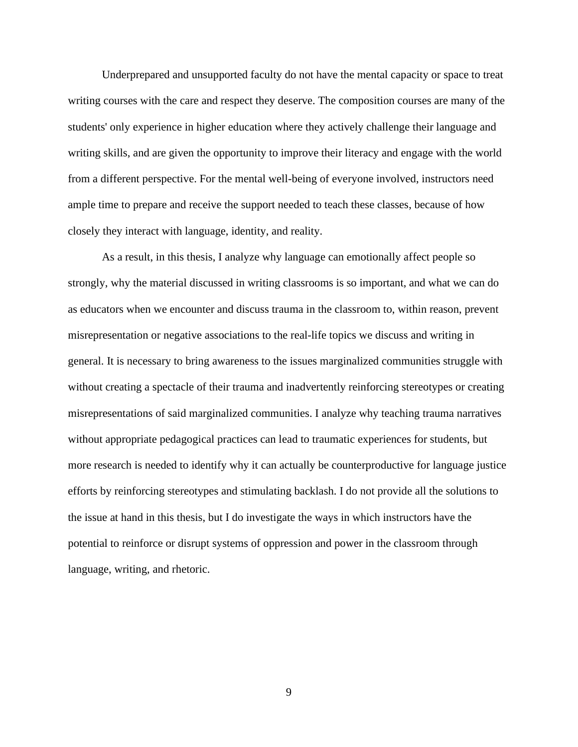Underprepared and unsupported faculty do not have the mental capacity or space to treat writing courses with the care and respect they deserve. The composition courses are many of the students' only experience in higher education where they actively challenge their language and writing skills, and are given the opportunity to improve their literacy and engage with the world from a different perspective. For the mental well-being of everyone involved, instructors need ample time to prepare and receive the support needed to teach these classes, because of how closely they interact with language, identity, and reality.

As a result, in this thesis, I analyze why language can emotionally affect people so strongly, why the material discussed in writing classrooms is so important, and what we can do as educators when we encounter and discuss trauma in the classroom to, within reason, prevent misrepresentation or negative associations to the real-life topics we discuss and writing in general. It is necessary to bring awareness to the issues marginalized communities struggle with without creating a spectacle of their trauma and inadvertently reinforcing stereotypes or creating misrepresentations of said marginalized communities. I analyze why teaching trauma narratives without appropriate pedagogical practices can lead to traumatic experiences for students, but more research is needed to identify why it can actually be counterproductive for language justice efforts by reinforcing stereotypes and stimulating backlash. I do not provide all the solutions to the issue at hand in this thesis, but I do investigate the ways in which instructors have the potential to reinforce or disrupt systems of oppression and power in the classroom through language, writing, and rhetoric.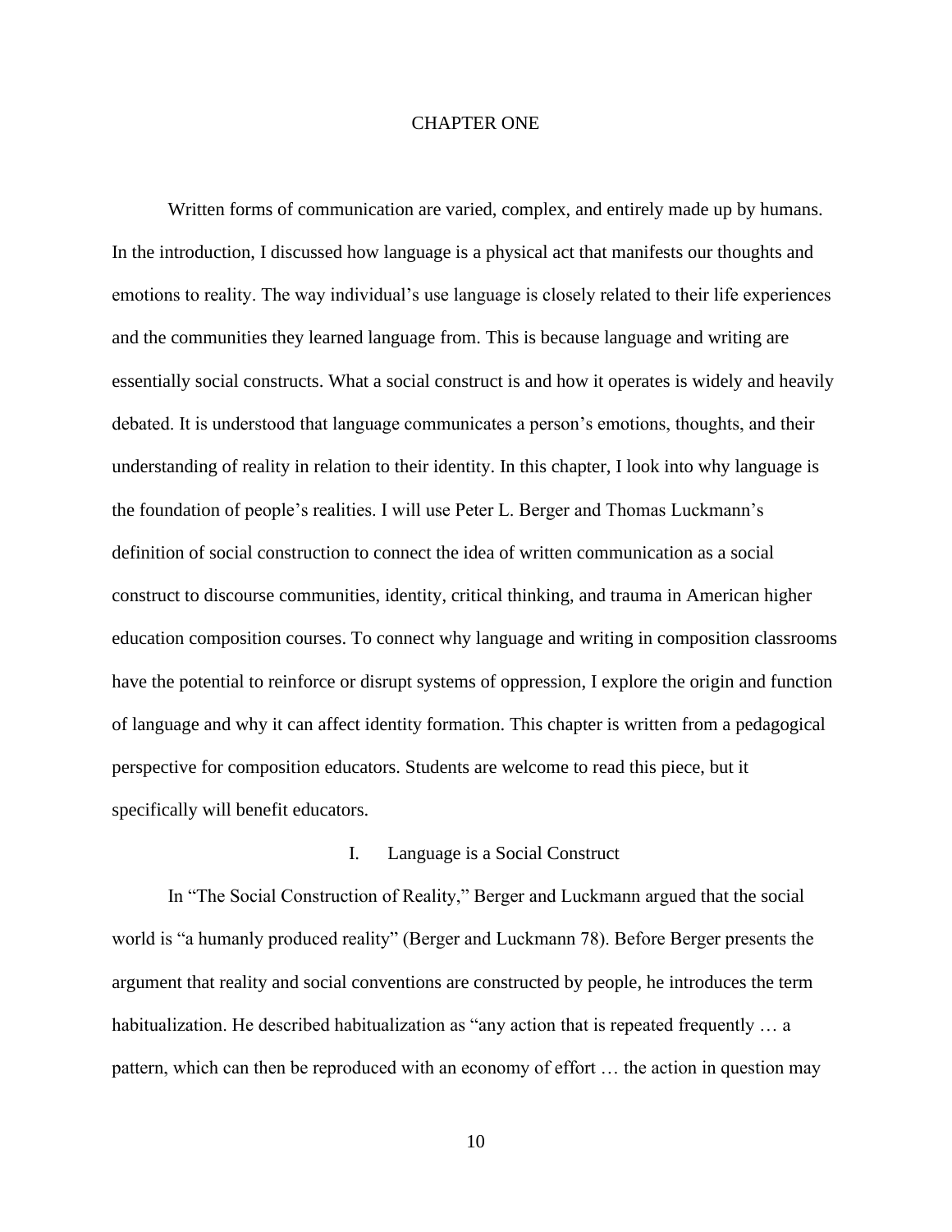# CHAPTER ONE

Written forms of communication are varied, complex, and entirely made up by humans. In the introduction, I discussed how language is a physical act that manifests our thoughts and emotions to reality. The way individual's use language is closely related to their life experiences and the communities they learned language from. This is because language and writing are essentially social constructs. What a social construct is and how it operates is widely and heavily debated. It is understood that language communicates a person's emotions, thoughts, and their understanding of reality in relation to their identity. In this chapter, I look into why language is the foundation of people's realities. I will use Peter L. Berger and Thomas Luckmann's definition of social construction to connect the idea of written communication as a social construct to discourse communities, identity, critical thinking, and trauma in American higher education composition courses. To connect why language and writing in composition classrooms have the potential to reinforce or disrupt systems of oppression, I explore the origin and function of language and why it can affect identity formation. This chapter is written from a pedagogical perspective for composition educators. Students are welcome to read this piece, but it specifically will benefit educators.

## I. Language is a Social Construct

In "The Social Construction of Reality," Berger and Luckmann argued that the social world is "a humanly produced reality" (Berger and Luckmann 78). Before Berger presents the argument that reality and social conventions are constructed by people, he introduces the term habitualization. He described habitualization as "any action that is repeated frequently … a pattern, which can then be reproduced with an economy of effort … the action in question may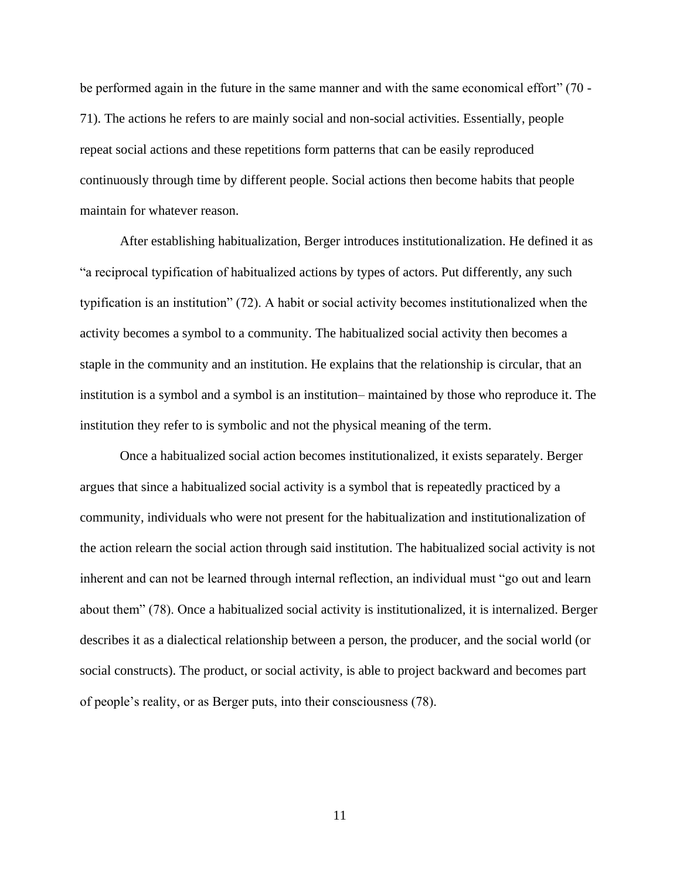be performed again in the future in the same manner and with the same economical effort" (70 - 71). The actions he refers to are mainly social and non-social activities. Essentially, people repeat social actions and these repetitions form patterns that can be easily reproduced continuously through time by different people. Social actions then become habits that people maintain for whatever reason.

After establishing habitualization, Berger introduces institutionalization. He defined it as "a reciprocal typification of habitualized actions by types of actors. Put differently, any such typification is an institution" (72). A habit or social activity becomes institutionalized when the activity becomes a symbol to a community. The habitualized social activity then becomes a staple in the community and an institution. He explains that the relationship is circular, that an institution is a symbol and a symbol is an institution– maintained by those who reproduce it. The institution they refer to is symbolic and not the physical meaning of the term.

Once a habitualized social action becomes institutionalized, it exists separately. Berger argues that since a habitualized social activity is a symbol that is repeatedly practiced by a community, individuals who were not present for the habitualization and institutionalization of the action relearn the social action through said institution. The habitualized social activity is not inherent and can not be learned through internal reflection, an individual must "go out and learn about them" (78). Once a habitualized social activity is institutionalized, it is internalized. Berger describes it as a dialectical relationship between a person, the producer, and the social world (or social constructs). The product, or social activity, is able to project backward and becomes part of people's reality, or as Berger puts, into their consciousness (78).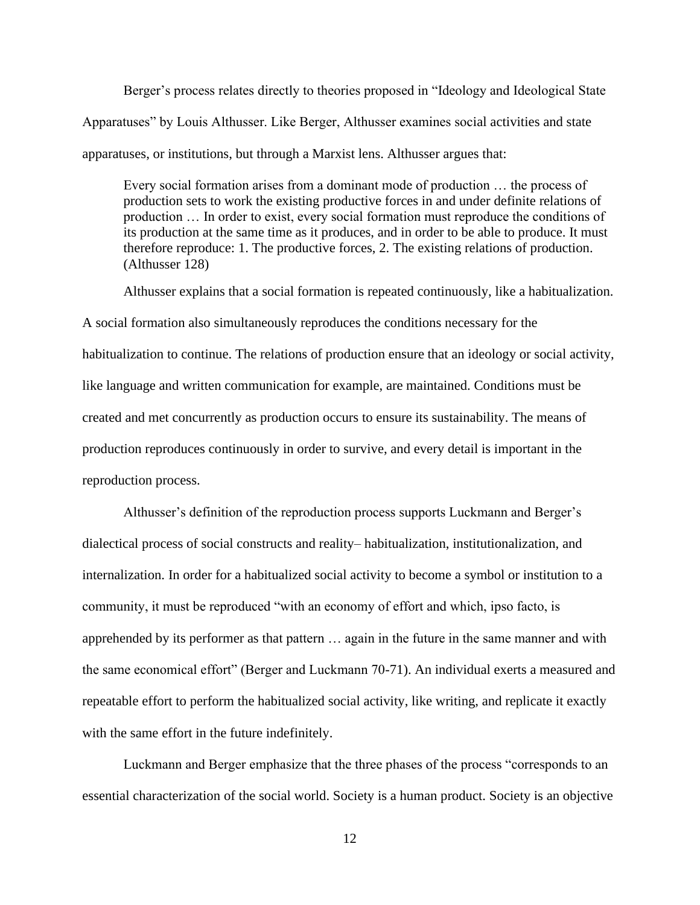Berger's process relates directly to theories proposed in "Ideology and Ideological State Apparatuses" by Louis Althusser. Like Berger, Althusser examines social activities and state apparatuses, or institutions, but through a Marxist lens. Althusser argues that:

> Every social formation arises from a dominant mode of production … the process of production sets to work the existing productive forces in and under definite relations of production … In order to exist, every social formation must reproduce the conditions of its production at the same time as it produces, and in order to be able to produce. It must therefore reproduce: 1. The productive forces, 2. The existing relations of production. (Althusser 128)

Althusser explains that a social formation is repeated continuously, like a habitualization. A social formation also simultaneously reproduces the conditions necessary for the habitualization to continue. The relations of production ensure that an ideology or social activity, like language and written communication for example, are maintained. Conditions must be created and met concurrently as production occurs to ensure its sustainability. The means of production reproduces continuously in order to survive, and every detail is important in the reproduction process.

Althusser's definition of the reproduction process supports Luckmann and Berger's dialectical process of social constructs and reality– habitualization, institutionalization, and internalization. In order for a habitualized social activity to become a symbol or institution to a community, it must be reproduced "with an economy of effort and which, ipso facto, is apprehended by its performer as that pattern … again in the future in the same manner and with the same economical effort" (Berger and Luckmann 70-71). An individual exerts a measured and repeatable effort to perform the habitualized social activity, like writing, and replicate it exactly with the same effort in the future indefinitely.

Luckmann and Berger emphasize that the three phases of the process "corresponds to an essential characterization of the social world. Society is a human product. Society is an objective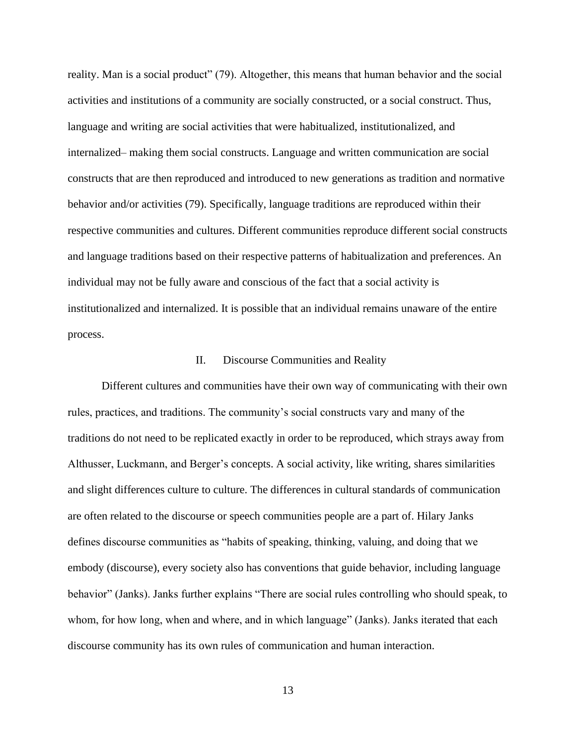reality. Man is a social product" (79). Altogether, this means that human behavior and the social activities and institutions of a community are socially constructed, or a social construct. Thus, language and writing are social activities that were habitualized, institutionalized, and internalized– making them social constructs. Language and written communication are social constructs that are then reproduced and introduced to new generations as tradition and normative behavior and/or activities (79). Specifically, language traditions are reproduced within their respective communities and cultures. Different communities reproduce different social constructs and language traditions based on their respective patterns of habitualization and preferences. An individual may not be fully aware and conscious of the fact that a social activity is institutionalized and internalized. It is possible that an individual remains unaware of the entire process.

## II. Discourse Communities and Reality

Different cultures and communities have their own way of communicating with their own rules, practices, and traditions. The community's social constructs vary and many of the traditions do not need to be replicated exactly in order to be reproduced, which strays away from Althusser, Luckmann, and Berger's concepts. A social activity, like writing, shares similarities and slight differences culture to culture. The differences in cultural standards of communication are often related to the discourse or speech communities people are a part of. Hilary Janks defines discourse communities as "habits of speaking, thinking, valuing, and doing that we embody (discourse), every society also has conventions that guide behavior, including language behavior" (Janks). Janks further explains "There are social rules controlling who should speak, to whom, for how long, when and where, and in which language" (Janks). Janks iterated that each discourse community has its own rules of communication and human interaction.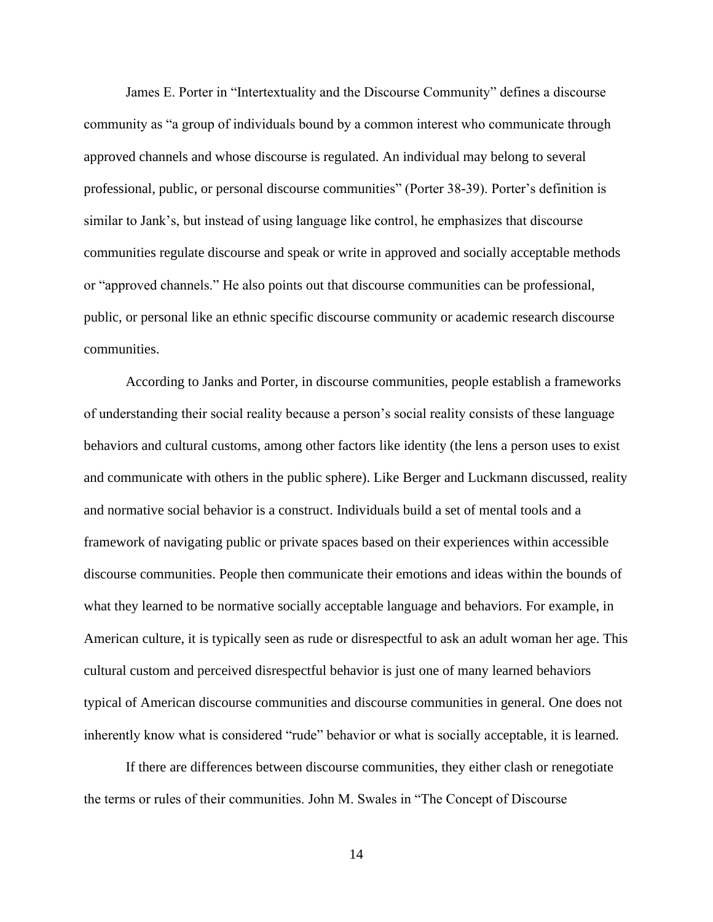James E. Porter in "Intertextuality and the Discourse Community" defines a discourse community as "a group of individuals bound by a common interest who communicate through approved channels and whose discourse is regulated. An individual may belong to several professional, public, or personal discourse communities" (Porter 38-39). Porter's definition is similar to Jank's, but instead of using language like control, he emphasizes that discourse communities regulate discourse and speak or write in approved and socially acceptable methods or "approved channels." He also points out that discourse communities can be professional, public, or personal like an ethnic specific discourse community or academic research discourse communities.

According to Janks and Porter, in discourse communities, people establish a frameworks of understanding their social reality because a person's social reality consists of these language behaviors and cultural customs, among other factors like identity (the lens a person uses to exist and communicate with others in the public sphere). Like Berger and Luckmann discussed, reality and normative social behavior is a construct. Individuals build a set of mental tools and a framework of navigating public or private spaces based on their experiences within accessible discourse communities. People then communicate their emotions and ideas within the bounds of what they learned to be normative socially acceptable language and behaviors. For example, in American culture, it is typically seen as rude or disrespectful to ask an adult woman her age. This cultural custom and perceived disrespectful behavior is just one of many learned behaviors typical of American discourse communities and discourse communities in general. One does not inherently know what is considered "rude" behavior or what is socially acceptable, it is learned.

If there are differences between discourse communities, they either clash or renegotiate the terms or rules of their communities. John M. Swales in "The Concept of Discourse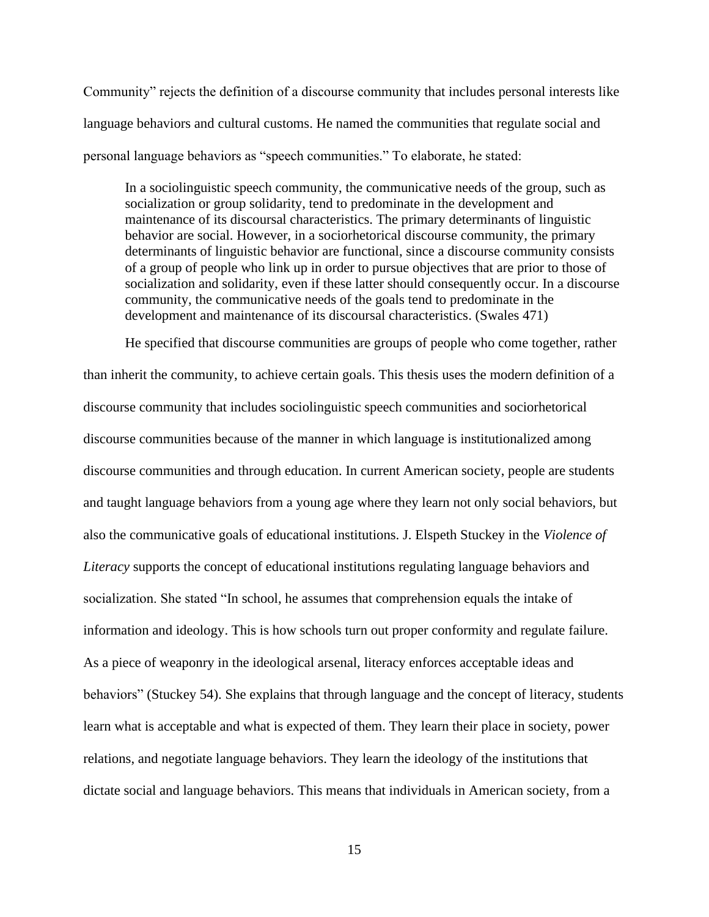Community" rejects the definition of a discourse community that includes personal interests like language behaviors and cultural customs. He named the communities that regulate social and personal language behaviors as "speech communities." To elaborate, he stated:

> In a sociolinguistic speech community, the communicative needs of the group, such as socialization or group solidarity, tend to predominate in the development and maintenance of its discoursal characteristics. The primary determinants of linguistic behavior are social. However, in a sociorhetorical discourse community, the primary determinants of linguistic behavior are functional, since a discourse community consists of a group of people who link up in order to pursue objectives that are prior to those of socialization and solidarity, even if these latter should consequently occur. In a discourse community, the communicative needs of the goals tend to predominate in the development and maintenance of its discoursal characteristics. (Swales 471)

He specified that discourse communities are groups of people who come together, rather than inherit the community, to achieve certain goals. This thesis uses the modern definition of a discourse community that includes sociolinguistic speech communities and sociorhetorical discourse communities because of the manner in which language is institutionalized among discourse communities and through education. In current American society, people are students and taught language behaviors from a young age where they learn not only social behaviors, but also the communicative goals of educational institutions. J. Elspeth Stuckey in the *Violence of Literacy* supports the concept of educational institutions regulating language behaviors and socialization. She stated "In school, he assumes that comprehension equals the intake of information and ideology. This is how schools turn out proper conformity and regulate failure. As a piece of weaponry in the ideological arsenal, literacy enforces acceptable ideas and behaviors" (Stuckey 54). She explains that through language and the concept of literacy, students learn what is acceptable and what is expected of them. They learn their place in society, power relations, and negotiate language behaviors. They learn the ideology of the institutions that dictate social and language behaviors. This means that individuals in American society, from a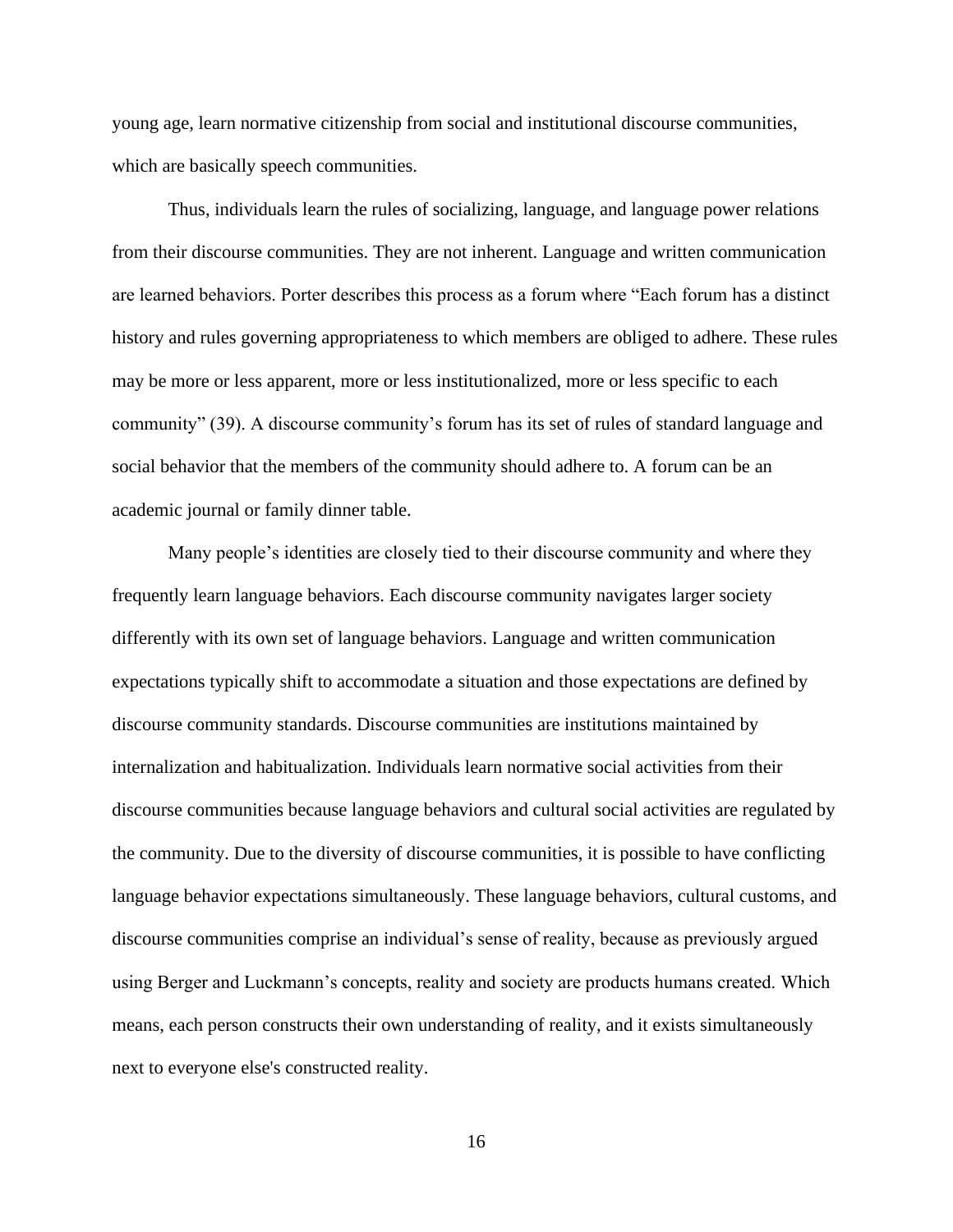young age, learn normative citizenship from social and institutional discourse communities, which are basically speech communities.

Thus, individuals learn the rules of socializing, language, and language power relations from their discourse communities. They are not inherent. Language and written communication are learned behaviors. Porter describes this process as a forum where "Each forum has a distinct history and rules governing appropriateness to which members are obliged to adhere. These rules may be more or less apparent, more or less institutionalized, more or less specific to each community" (39). A discourse community's forum has its set of rules of standard language and social behavior that the members of the community should adhere to. A forum can be an academic journal or family dinner table.

Many people's identities are closely tied to their discourse community and where they frequently learn language behaviors. Each discourse community navigates larger society differently with its own set of language behaviors. Language and written communication expectations typically shift to accommodate a situation and those expectations are defined by discourse community standards. Discourse communities are institutions maintained by internalization and habitualization. Individuals learn normative social activities from their discourse communities because language behaviors and cultural social activities are regulated by the community. Due to the diversity of discourse communities, it is possible to have conflicting language behavior expectations simultaneously. These language behaviors, cultural customs, and discourse communities comprise an individual's sense of reality, because as previously argued using Berger and Luckmann's concepts, reality and society are products humans created. Which means, each person constructs their own understanding of reality, and it exists simultaneously next to everyone else's constructed reality.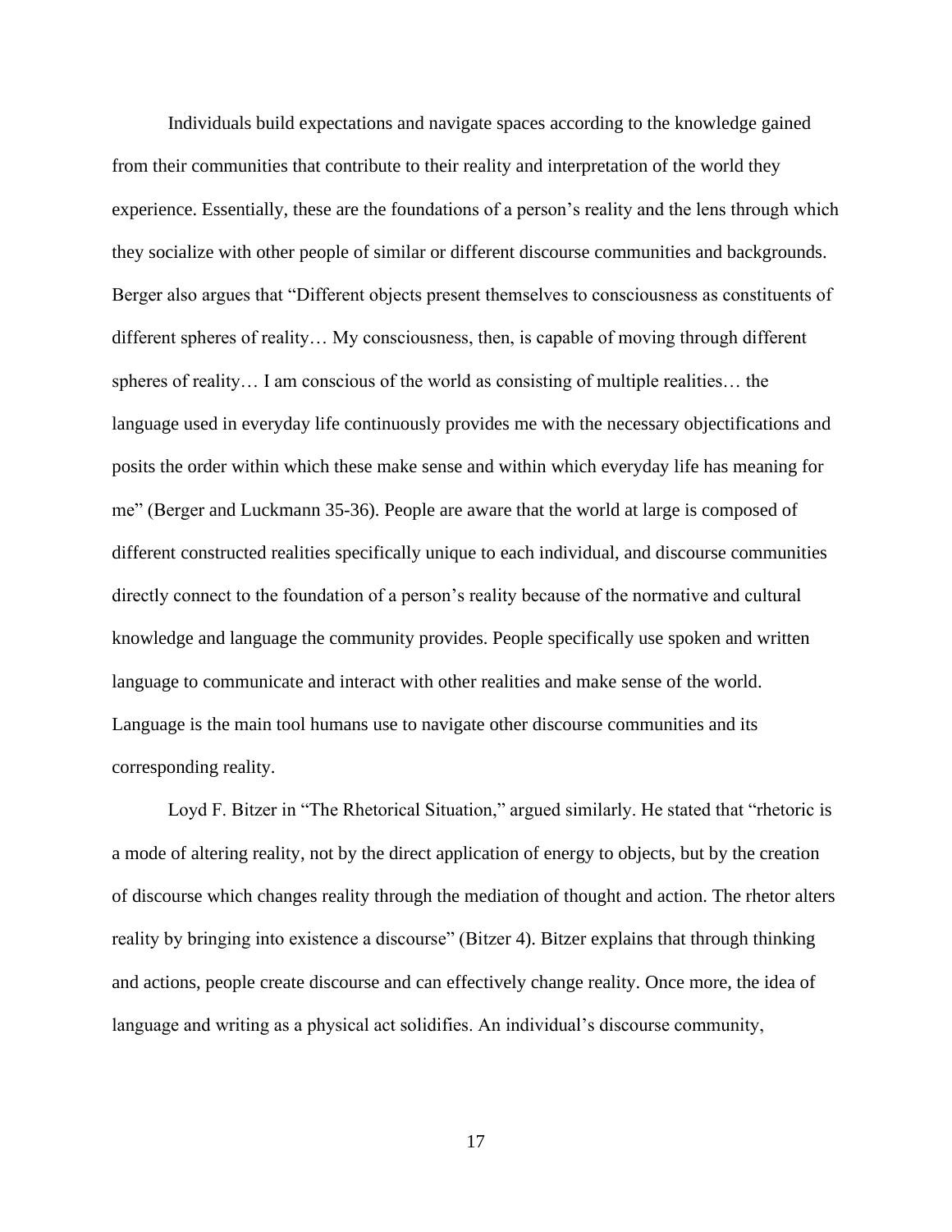Individuals build expectations and navigate spaces according to the knowledge gained from their communities that contribute to their reality and interpretation of the world they experience. Essentially, these are the foundations of a person's reality and the lens through which they socialize with other people of similar or different discourse communities and backgrounds. Berger also argues that "Different objects present themselves to consciousness as constituents of different spheres of reality… My consciousness, then, is capable of moving through different spheres of reality… I am conscious of the world as consisting of multiple realities… the language used in everyday life continuously provides me with the necessary objectifications and posits the order within which these make sense and within which everyday life has meaning for me" (Berger and Luckmann 35-36). People are aware that the world at large is composed of different constructed realities specifically unique to each individual, and discourse communities directly connect to the foundation of a person's reality because of the normative and cultural knowledge and language the community provides. People specifically use spoken and written language to communicate and interact with other realities and make sense of the world. Language is the main tool humans use to navigate other discourse communities and its corresponding reality.

Loyd F. Bitzer in "The Rhetorical Situation," argued similarly. He stated that "rhetoric is a mode of altering reality, not by the direct application of energy to objects, but by the creation of discourse which changes reality through the mediation of thought and action. The rhetor alters reality by bringing into existence a discourse" (Bitzer 4). Bitzer explains that through thinking and actions, people create discourse and can effectively change reality. Once more, the idea of language and writing as a physical act solidifies. An individual's discourse community,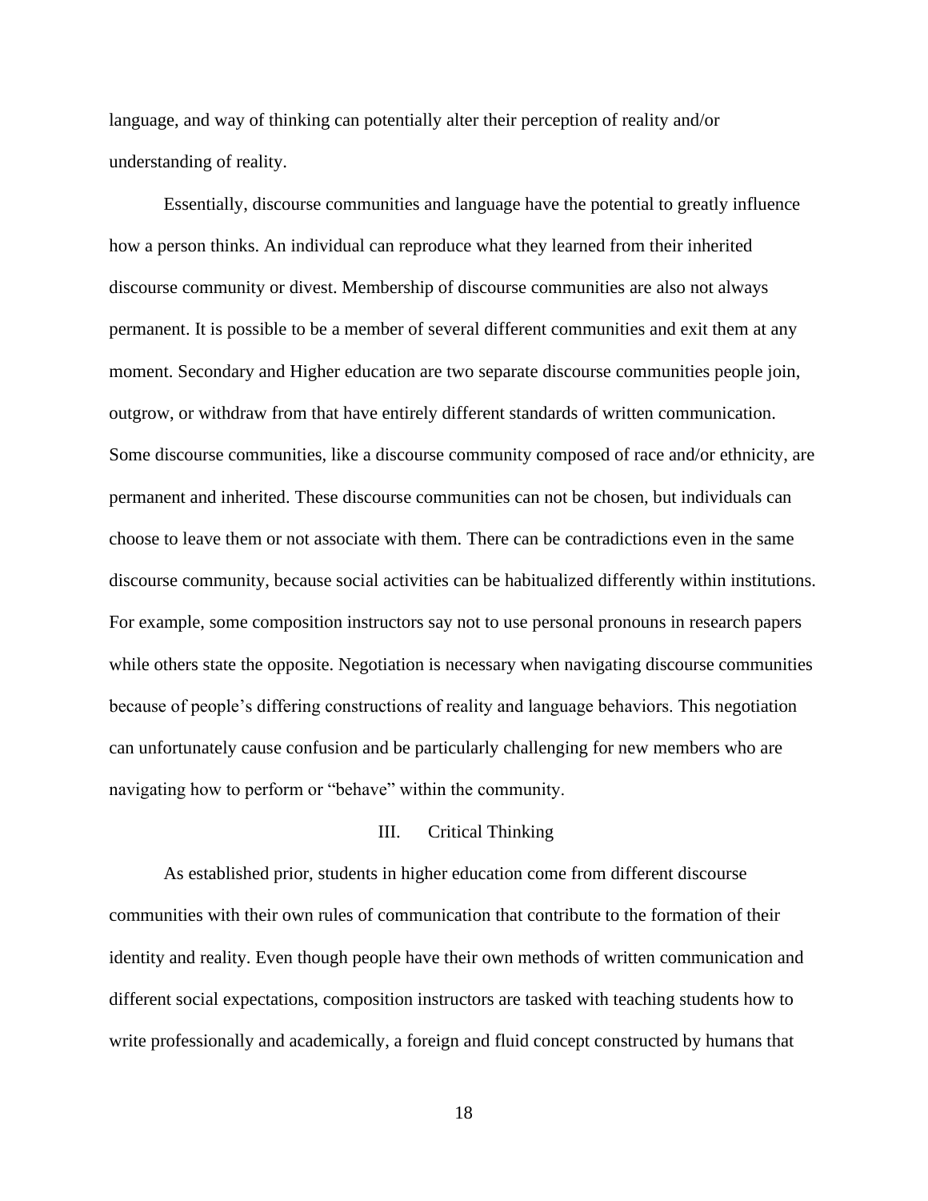language, and way of thinking can potentially alter their perception of reality and/or understanding of reality.

Essentially, discourse communities and language have the potential to greatly influence how a person thinks. An individual can reproduce what they learned from their inherited discourse community or divest. Membership of discourse communities are also not always permanent. It is possible to be a member of several different communities and exit them at any moment. Secondary and Higher education are two separate discourse communities people join, outgrow, or withdraw from that have entirely different standards of written communication. Some discourse communities, like a discourse community composed of race and/or ethnicity, are permanent and inherited. These discourse communities can not be chosen, but individuals can choose to leave them or not associate with them. There can be contradictions even in the same discourse community, because social activities can be habitualized differently within institutions. For example, some composition instructors say not to use personal pronouns in research papers while others state the opposite. Negotiation is necessary when navigating discourse communities because of people's differing constructions of reality and language behaviors. This negotiation can unfortunately cause confusion and be particularly challenging for new members who are navigating how to perform or "behave" within the community.

## III. Critical Thinking

As established prior, students in higher education come from different discourse communities with their own rules of communication that contribute to the formation of their identity and reality. Even though people have their own methods of written communication and different social expectations, composition instructors are tasked with teaching students how to write professionally and academically, a foreign and fluid concept constructed by humans that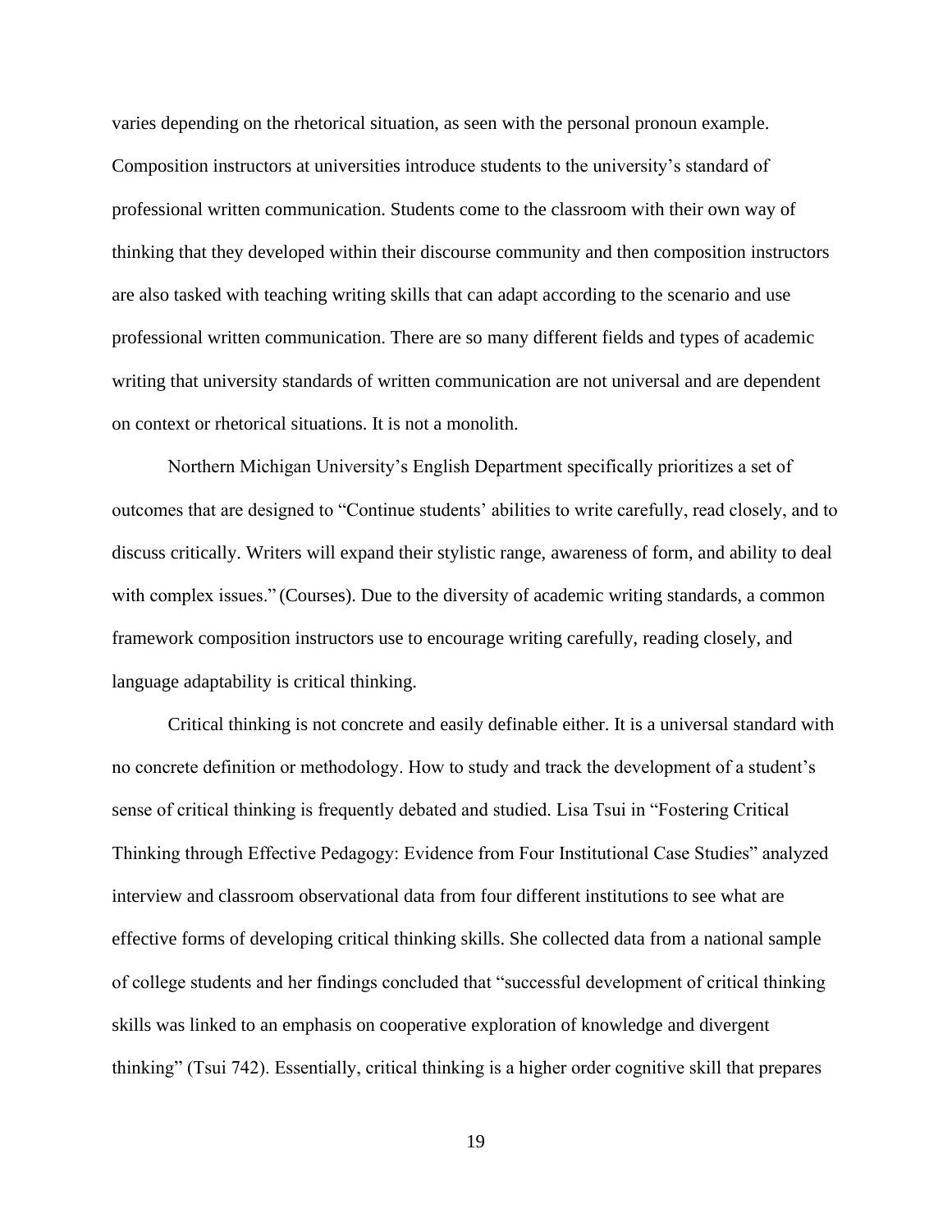varies depending on the rhetorical situation, as seen with the personal pronoun example. Composition instructors at universities introduce students to the university's standard of professional written communication. Students come to the classroom with their own way of thinking that they developed within their discourse community and then composition instructors are also tasked with teaching writing skills that can adapt according to the scenario and use professional written communication. There are so many different fields and types of academic writing that university standards of written communication are not universal and are dependent on context or rhetorical situations. It is not a monolith.

Northern Michigan University's English Department specifically prioritizes a set of outcomes that are designed to "Continue students' abilities to write carefully, read closely, and to discuss critically. Writers will expand their stylistic range, awareness of form, and ability to deal with complex issues." (Courses). Due to the diversity of academic writing standards, a common framework composition instructors use to encourage writing carefully, reading closely, and language adaptability is critical thinking.

Critical thinking is not concrete and easily definable either. It is a universal standard with no concrete definition or methodology. How to study and track the development of a student's sense of critical thinking is frequently debated and studied. Lisa Tsui in "Fostering Critical Thinking through Effective Pedagogy: Evidence from Four Institutional Case Studies" analyzed interview and classroom observational data from four different institutions to see what are effective forms of developing critical thinking skills. She collected data from a national sample of college students and her findings concluded that "successful development of critical thinking skills was linked to an emphasis on cooperative exploration of knowledge and divergent thinking" (Tsui 742). Essentially, critical thinking is a higher order cognitive skill that prepares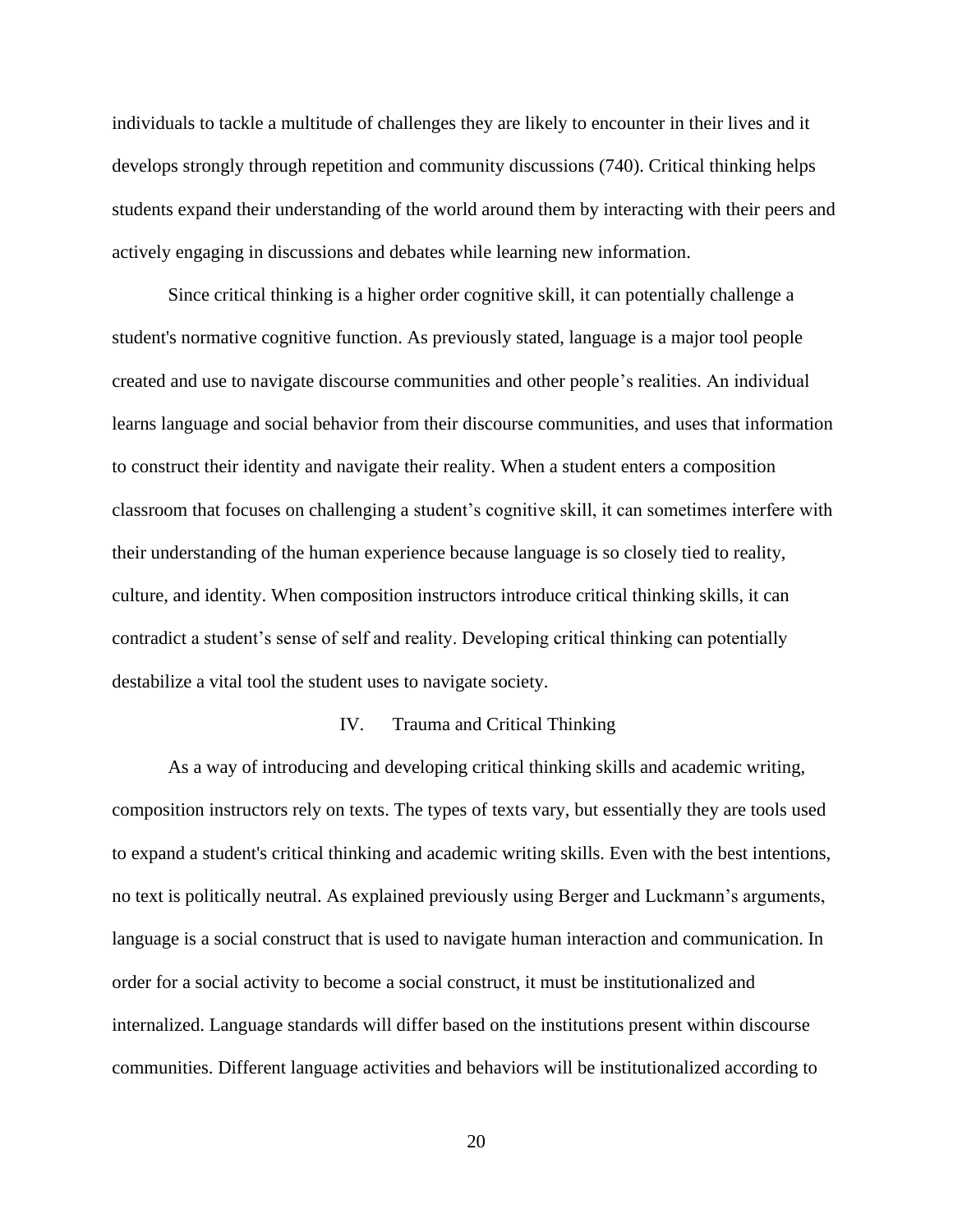individuals to tackle a multitude of challenges they are likely to encounter in their lives and it develops strongly through repetition and community discussions (740). Critical thinking helps students expand their understanding of the world around them by interacting with their peers and actively engaging in discussions and debates while learning new information.

Since critical thinking is a higher order cognitive skill, it can potentially challenge a student's normative cognitive function. As previously stated, language is a major tool people created and use to navigate discourse communities and other people's realities. An individual learns language and social behavior from their discourse communities, and uses that information to construct their identity and navigate their reality. When a student enters a composition classroom that focuses on challenging a student's cognitive skill, it can sometimes interfere with their understanding of the human experience because language is so closely tied to reality, culture, and identity. When composition instructors introduce critical thinking skills, it can contradict a student's sense of self and reality. Developing critical thinking can potentially destabilize a vital tool the student uses to navigate society.

## IV. Trauma and Critical Thinking

As a way of introducing and developing critical thinking skills and academic writing, composition instructors rely on texts. The types of texts vary, but essentially they are tools used to expand a student's critical thinking and academic writing skills. Even with the best intentions, no text is politically neutral. As explained previously using Berger and Luckmann's arguments, language is a social construct that is used to navigate human interaction and communication. In order for a social activity to become a social construct, it must be institutionalized and internalized. Language standards will differ based on the institutions present within discourse communities. Different language activities and behaviors will be institutionalized according to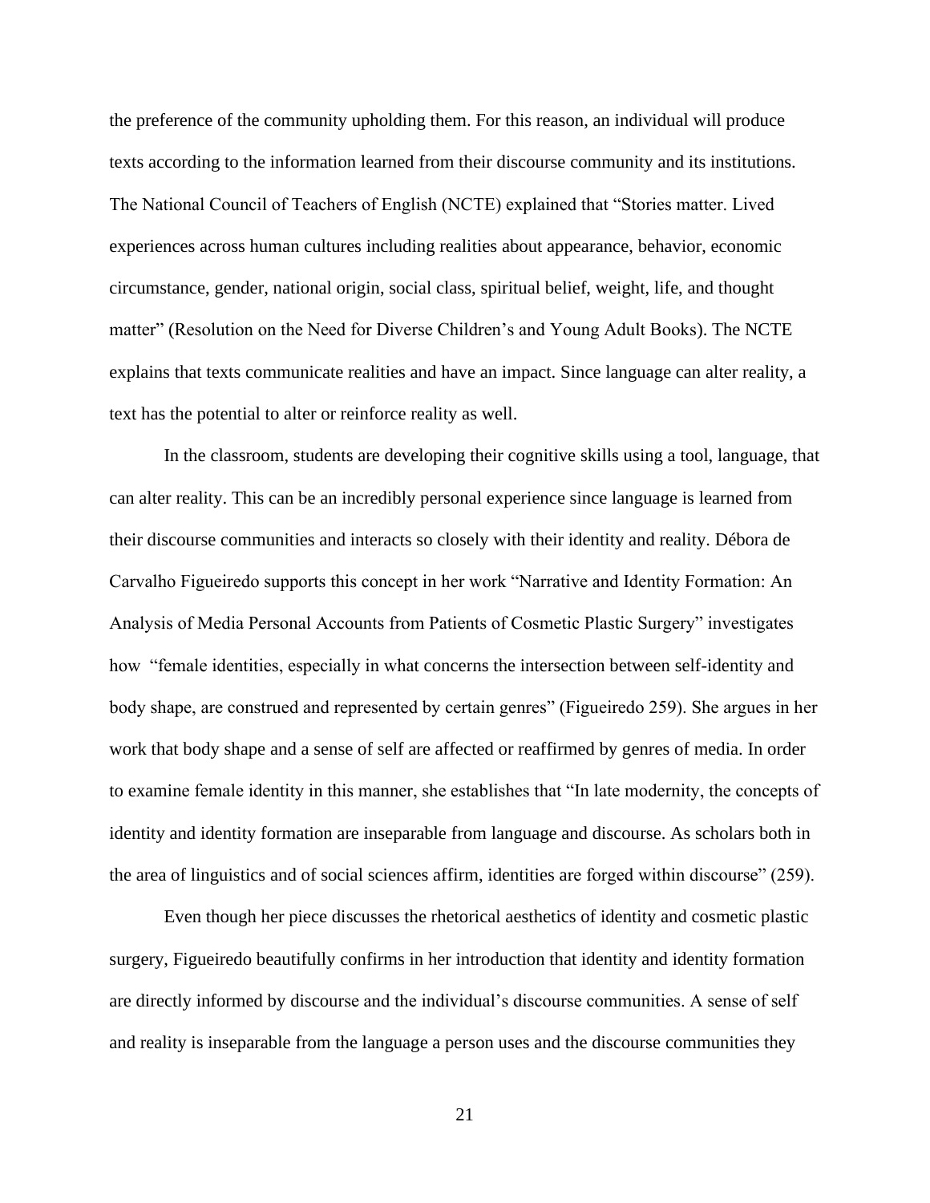the preference of the community upholding them. For this reason, an individual will produce texts according to the information learned from their discourse community and its institutions. The National Council of Teachers of English (NCTE) explained that "Stories matter. Lived experiences across human cultures including realities about appearance, behavior, economic circumstance, gender, national origin, social class, spiritual belief, weight, life, and thought matter" (Resolution on the Need for Diverse Children's and Young Adult Books). The NCTE explains that texts communicate realities and have an impact. Since language can alter reality, a text has the potential to alter or reinforce reality as well.

In the classroom, students are developing their cognitive skills using a tool, language, that can alter reality. This can be an incredibly personal experience since language is learned from their discourse communities and interacts so closely with their identity and reality. Débora de Carvalho Figueiredo supports this concept in her work "Narrative and Identity Formation: An Analysis of Media Personal Accounts from Patients of Cosmetic Plastic Surgery" investigates how "female identities, especially in what concerns the intersection between self-identity and body shape, are construed and represented by certain genres" (Figueiredo 259). She argues in her work that body shape and a sense of self are affected or reaffirmed by genres of media. In order to examine female identity in this manner, she establishes that "In late modernity, the concepts of identity and identity formation are inseparable from language and discourse. As scholars both in the area of linguistics and of social sciences affirm, identities are forged within discourse" (259).

Even though her piece discusses the rhetorical aesthetics of identity and cosmetic plastic surgery, Figueiredo beautifully confirms in her introduction that identity and identity formation are directly informed by discourse and the individual's discourse communities. A sense of self and reality is inseparable from the language a person uses and the discourse communities they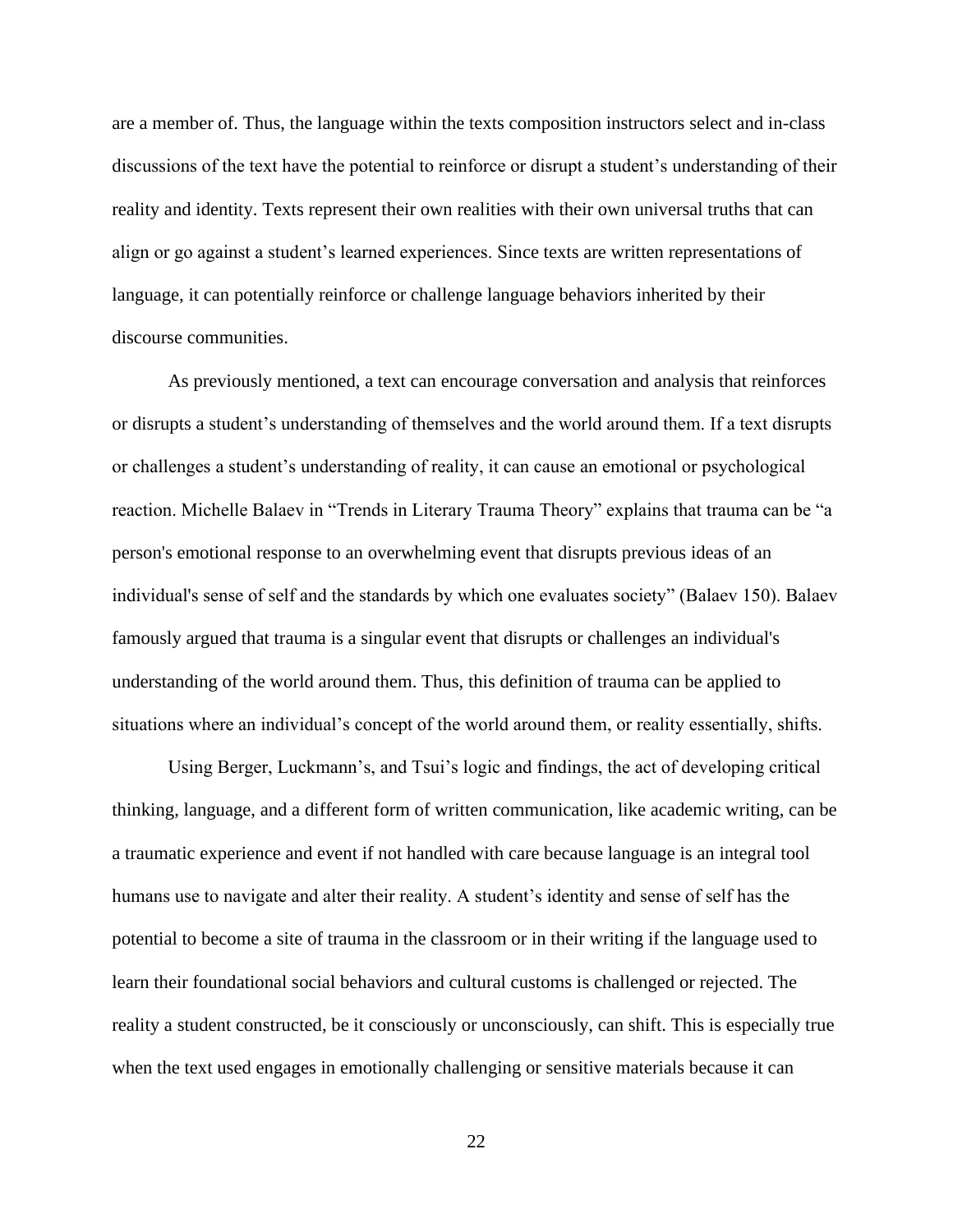are a member of. Thus, the language within the texts composition instructors select and in-class discussions of the text have the potential to reinforce or disrupt a student's understanding of their reality and identity. Texts represent their own realities with their own universal truths that can align or go against a student's learned experiences. Since texts are written representations of language, it can potentially reinforce or challenge language behaviors inherited by their discourse communities.

As previously mentioned, a text can encourage conversation and analysis that reinforces or disrupts a student's understanding of themselves and the world around them. If a text disrupts or challenges a student's understanding of reality, it can cause an emotional or psychological reaction. Michelle Balaev in "Trends in Literary Trauma Theory" explains that trauma can be "a person's emotional response to an overwhelming event that disrupts previous ideas of an individual's sense of self and the standards by which one evaluates society" (Balaev 150). Balaev famously argued that trauma is a singular event that disrupts or challenges an individual's understanding of the world around them. Thus, this definition of trauma can be applied to situations where an individual's concept of the world around them, or reality essentially, shifts.

Using Berger, Luckmann's, and Tsui's logic and findings, the act of developing critical thinking, language, and a different form of written communication, like academic writing, can be a traumatic experience and event if not handled with care because language is an integral tool humans use to navigate and alter their reality. A student's identity and sense of self has the potential to become a site of trauma in the classroom or in their writing if the language used to learn their foundational social behaviors and cultural customs is challenged or rejected. The reality a student constructed, be it consciously or unconsciously, can shift. This is especially true when the text used engages in emotionally challenging or sensitive materials because it can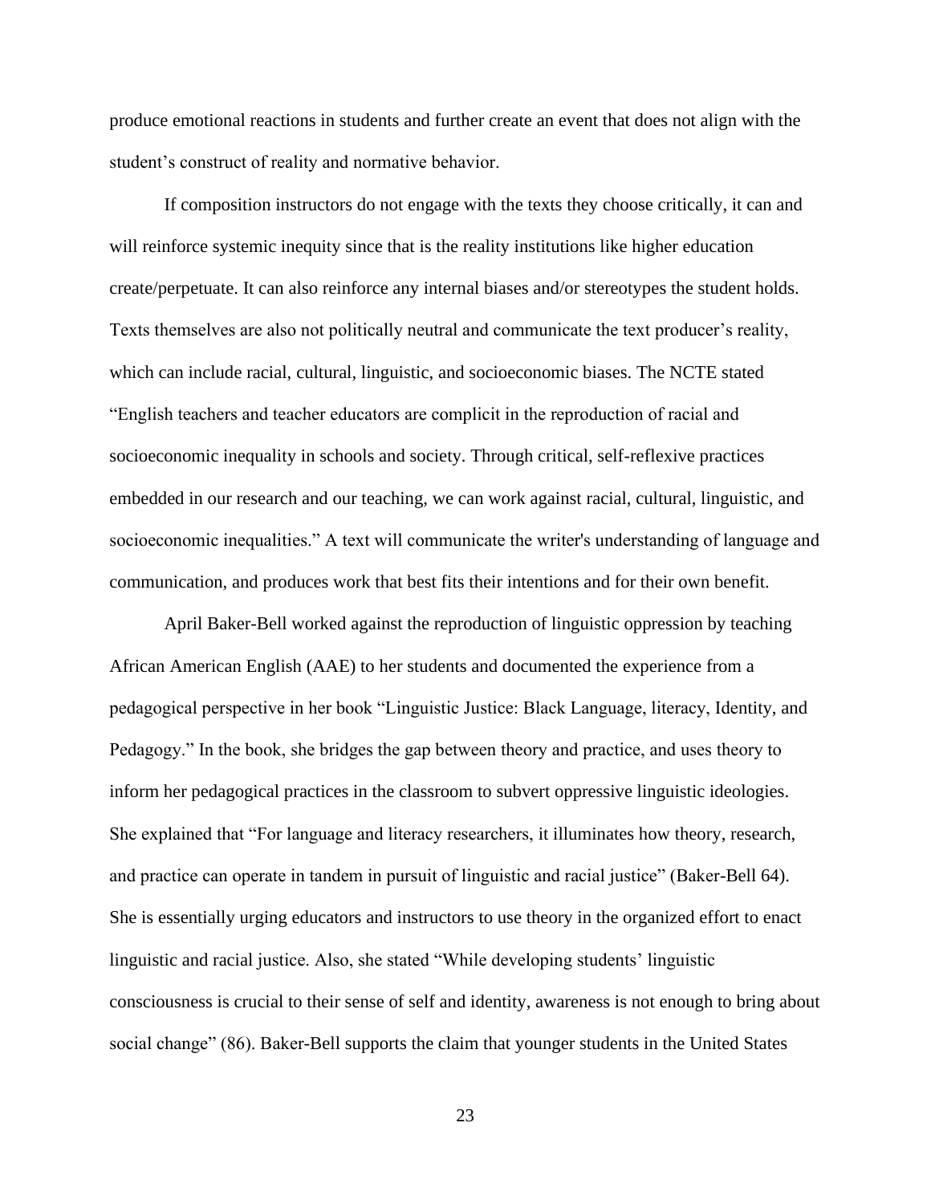produce emotional reactions in students and further create an event that does not align with the student's construct of reality and normative behavior.

If composition instructors do not engage with the texts they choose critically, it can and will reinforce systemic inequity since that is the reality institutions like higher education create/perpetuate. It can also reinforce any internal biases and/or stereotypes the student holds. Texts themselves are also not politically neutral and communicate the text producer's reality, which can include racial, cultural, linguistic, and socioeconomic biases. The NCTE stated "English teachers and teacher educators are complicit in the reproduction of racial and socioeconomic inequality in schools and society. Through critical, self-reflexive practices embedded in our research and our teaching, we can work against racial, cultural, linguistic, and socioeconomic inequalities." A text will communicate the writer's understanding of language and communication, and produces work that best fits their intentions and for their own benefit.

April Baker-Bell worked against the reproduction of linguistic oppression by teaching African American English (AAE) to her students and documented the experience from a pedagogical perspective in her book "Linguistic Justice: Black Language, literacy, Identity, and Pedagogy." In the book, she bridges the gap between theory and practice, and uses theory to inform her pedagogical practices in the classroom to subvert oppressive linguistic ideologies. She explained that "For language and literacy researchers, it illuminates how theory, research, and practice can operate in tandem in pursuit of linguistic and racial justice" (Baker-Bell 64). She is essentially urging educators and instructors to use theory in the organized effort to enact linguistic and racial justice. Also, she stated "While developing students' linguistic consciousness is crucial to their sense of self and identity, awareness is not enough to bring about social change" (86). Baker-Bell supports the claim that younger students in the United States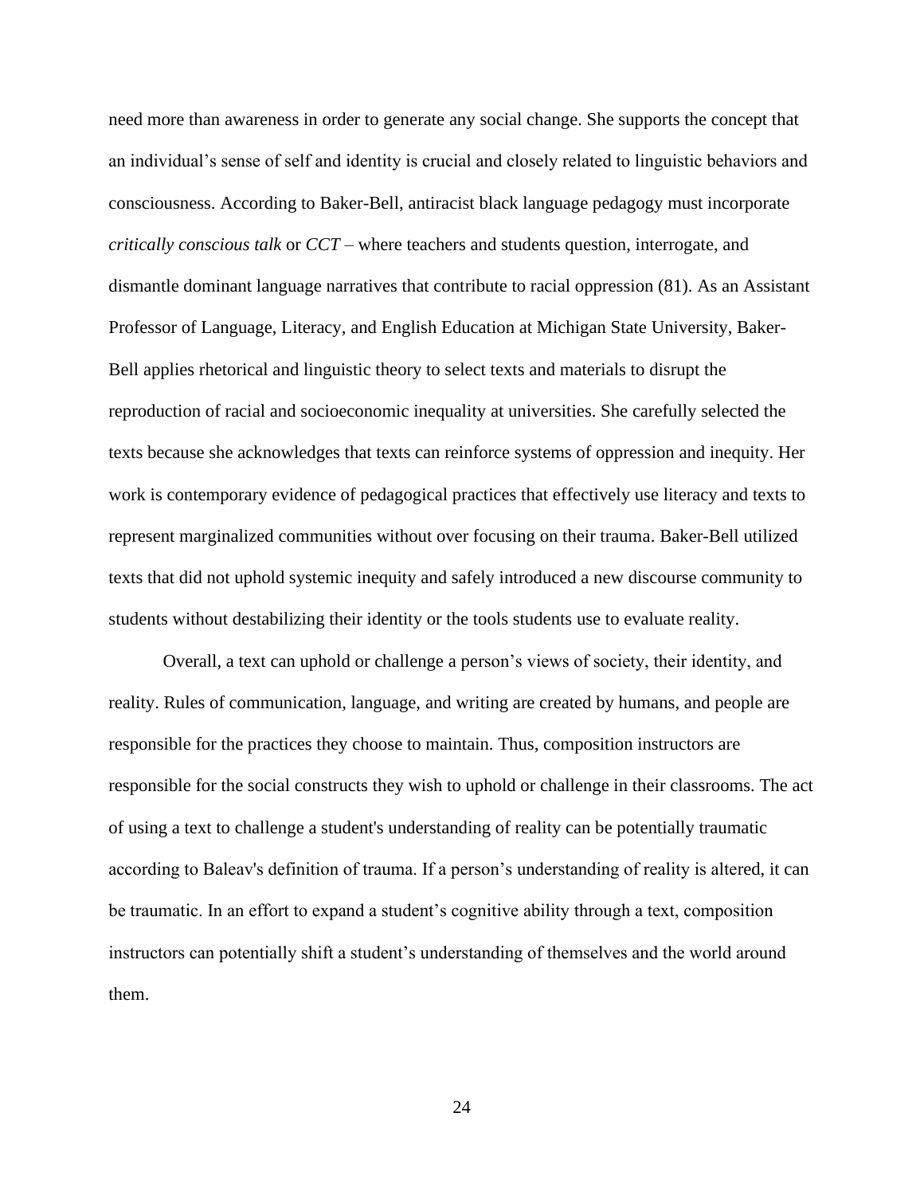need more than awareness in order to generate any social change. She supports the concept that an individual's sense of self and identity is crucial and closely related to linguistic behaviors and consciousness. According to Baker-Bell, antiracist black language pedagogy must incorporate *critically conscious talk* or *CCT* – where teachers and students question, interrogate, and dismantle dominant language narratives that contribute to racial oppression (81). As an Assistant Professor of Language, Literacy, and English Education at Michigan State University, Baker-Bell applies rhetorical and linguistic theory to select texts and materials to disrupt the reproduction of racial and socioeconomic inequality at universities. She carefully selected the texts because she acknowledges that texts can reinforce systems of oppression and inequity. Her work is contemporary evidence of pedagogical practices that effectively use literacy and texts to represent marginalized communities without over focusing on their trauma. Baker-Bell utilized texts that did not uphold systemic inequity and safely introduced a new discourse community to students without destabilizing their identity or the tools students use to evaluate reality.

Overall, a text can uphold or challenge a person's views of society, their identity, and reality. Rules of communication, language, and writing are created by humans, and people are responsible for the practices they choose to maintain. Thus, composition instructors are responsible for the social constructs they wish to uphold or challenge in their classrooms. The act of using a text to challenge a student's understanding of reality can be potentially traumatic according to Baleav's definition of trauma. If a person's understanding of reality is altered, it can be traumatic. In an effort to expand a student's cognitive ability through a text, composition instructors can potentially shift a student's understanding of themselves and the world around them.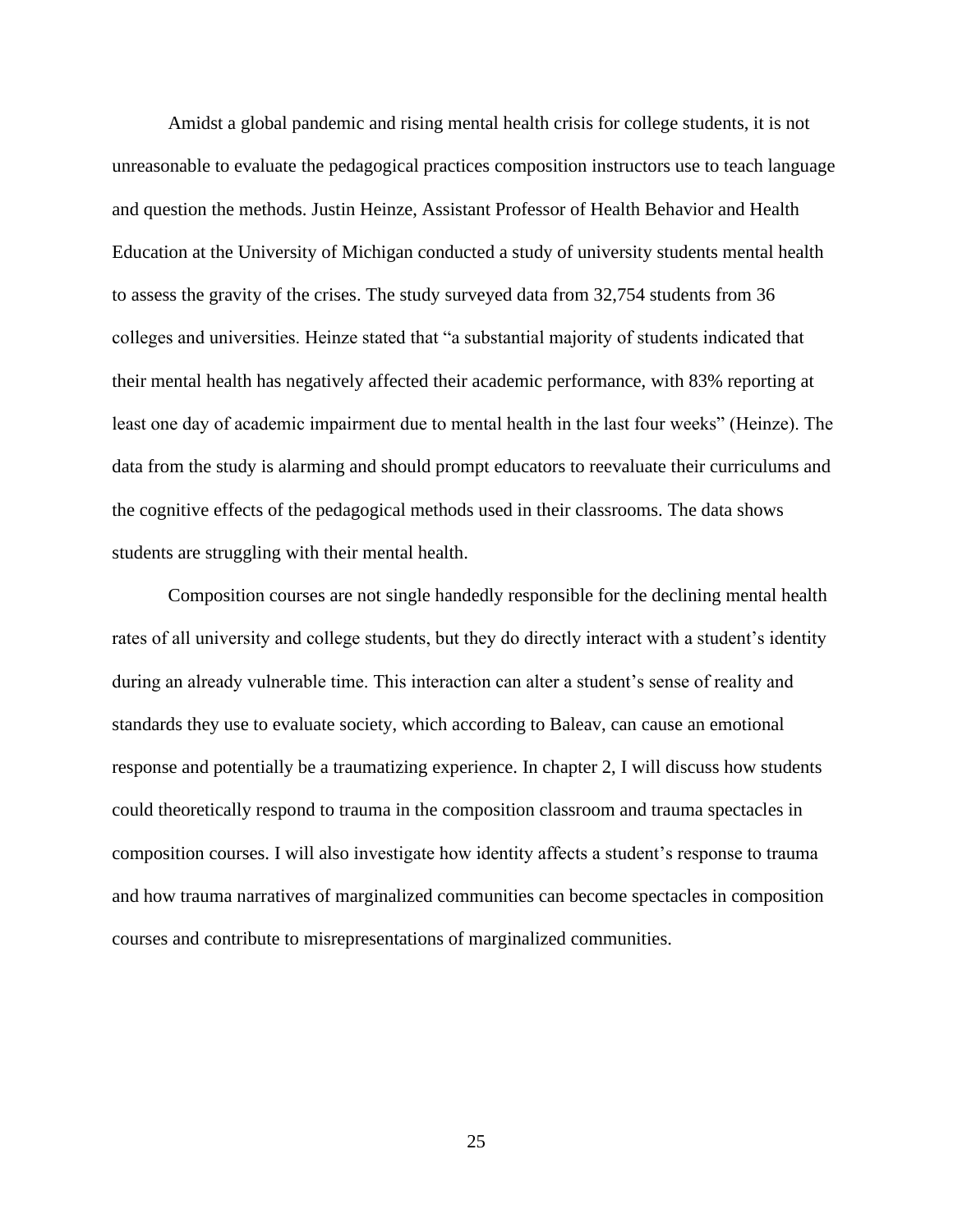Amidst a global pandemic and rising mental health crisis for college students, it is not unreasonable to evaluate the pedagogical practices composition instructors use to teach language and question the methods. Justin Heinze, Assistant Professor of Health Behavior and Health Education at the University of Michigan conducted a study of university students mental health to assess the gravity of the crises. The study surveyed data from 32,754 students from 36 colleges and universities. Heinze stated that "a substantial majority of students indicated that their mental health has negatively affected their academic performance, with 83% reporting at least one day of academic impairment due to mental health in the last four weeks" (Heinze). The data from the study is alarming and should prompt educators to reevaluate their curriculums and the cognitive effects of the pedagogical methods used in their classrooms. The data shows students are struggling with their mental health.

Composition courses are not single handedly responsible for the declining mental health rates of all university and college students, but they do directly interact with a student's identity during an already vulnerable time. This interaction can alter a student's sense of reality and standards they use to evaluate society, which according to Baleav, can cause an emotional response and potentially be a traumatizing experience. In chapter 2, I will discuss how students could theoretically respond to trauma in the composition classroom and trauma spectacles in composition courses. I will also investigate how identity affects a student's response to trauma and how trauma narratives of marginalized communities can become spectacles in composition courses and contribute to misrepresentations of marginalized communities.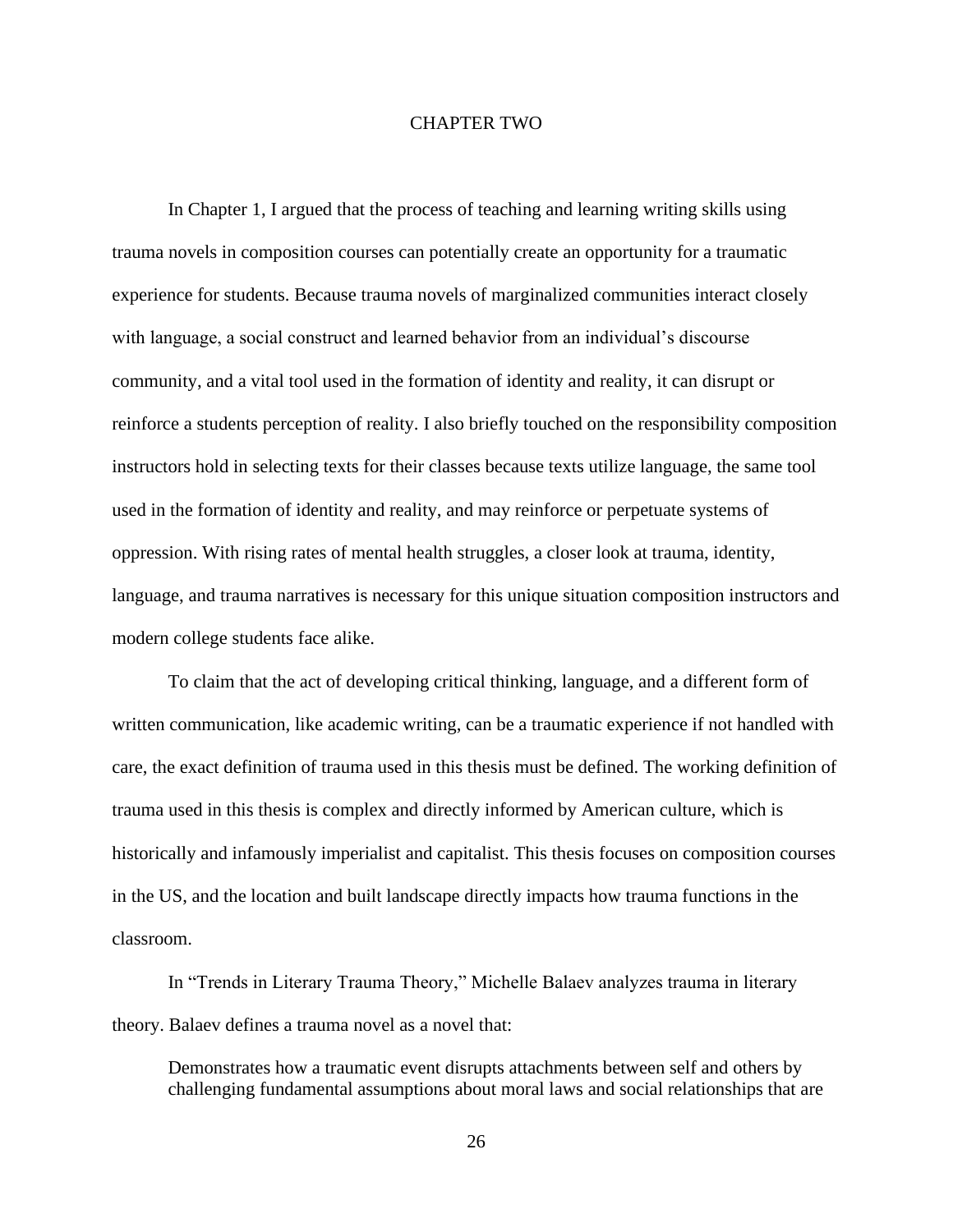# CHAPTER TWO

In Chapter 1, I argued that the process of teaching and learning writing skills using trauma novels in composition courses can potentially create an opportunity for a traumatic experience for students. Because trauma novels of marginalized communities interact closely with language, a social construct and learned behavior from an individual's discourse community, and a vital tool used in the formation of identity and reality, it can disrupt or reinforce a students perception of reality. I also briefly touched on the responsibility composition instructors hold in selecting texts for their classes because texts utilize language, the same tool used in the formation of identity and reality, and may reinforce or perpetuate systems of oppression. With rising rates of mental health struggles, a closer look at trauma, identity, language, and trauma narratives is necessary for this unique situation composition instructors and modern college students face alike.

To claim that the act of developing critical thinking, language, and a different form of written communication, like academic writing, can be a traumatic experience if not handled with care, the exact definition of trauma used in this thesis must be defined. The working definition of trauma used in this thesis is complex and directly informed by American culture, which is historically and infamously imperialist and capitalist. This thesis focuses on composition courses in the US, and the location and built landscape directly impacts how trauma functions in the classroom.

In "Trends in Literary Trauma Theory," Michelle Balaev analyzes trauma in literary theory. Balaev defines a trauma novel as a novel that:

> Demonstrates how a traumatic event disrupts attachments between self and others by challenging fundamental assumptions about moral laws and social relationships that are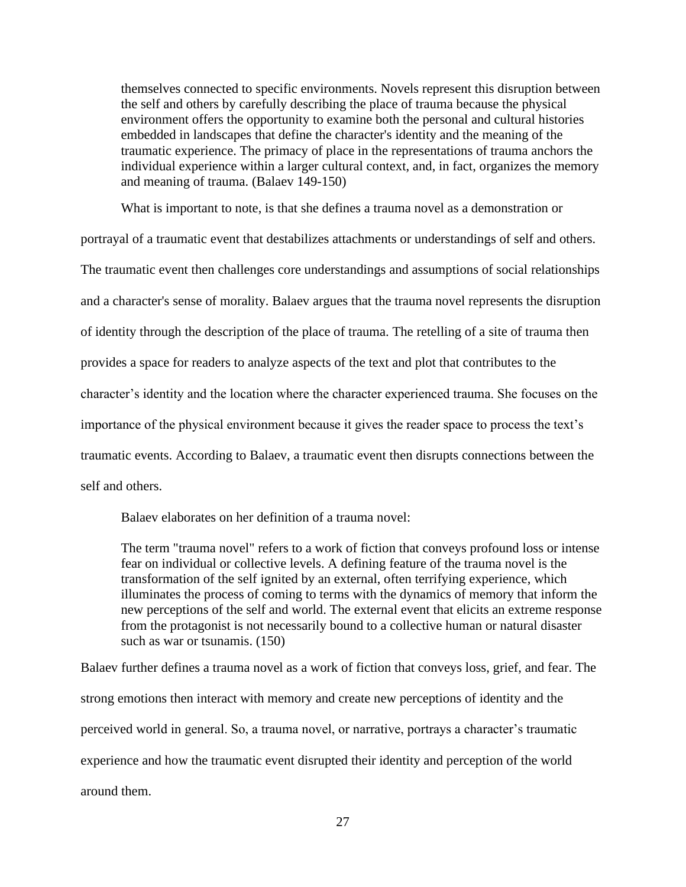> themselves connected to specific environments. Novels represent this disruption between the self and others by carefully describing the place of trauma because the physical environment offers the opportunity to examine both the personal and cultural histories embedded in landscapes that define the character's identity and the meaning of the traumatic experience. The primacy of place in the representations of trauma anchors the individual experience within a larger cultural context, and, in fact, organizes the memory and meaning of trauma. (Balaev 149-150)

What is important to note, is that she defines a trauma novel as a demonstration or portrayal of a traumatic event that destabilizes attachments or understandings of self and others. The traumatic event then challenges core understandings and assumptions of social relationships and a character's sense of morality. Balaev argues that the trauma novel represents the disruption of identity through the description of the place of trauma. The retelling of a site of trauma then provides a space for readers to analyze aspects of the text and plot that contributes to the character's identity and the location where the character experienced trauma. She focuses on the importance of the physical environment because it gives the reader space to process the text's traumatic events. According to Balaev, a traumatic event then disrupts connections between the self and others.

Balaev elaborates on her definition of a trauma novel:

> The term "trauma novel" refers to a work of fiction that conveys profound loss or intense fear on individual or collective levels. A defining feature of the trauma novel is the transformation of the self ignited by an external, often terrifying experience, which illuminates the process of coming to terms with the dynamics of memory that inform the new perceptions of the self and world. The external event that elicits an extreme response from the protagonist is not necessarily bound to a collective human or natural disaster such as war or tsunamis. (150)

Balaev further defines a trauma novel as a work of fiction that conveys loss, grief, and fear. The strong emotions then interact with memory and create new perceptions of identity and the perceived world in general. So, a trauma novel, or narrative, portrays a character's traumatic experience and how the traumatic event disrupted their identity and perception of the world around them.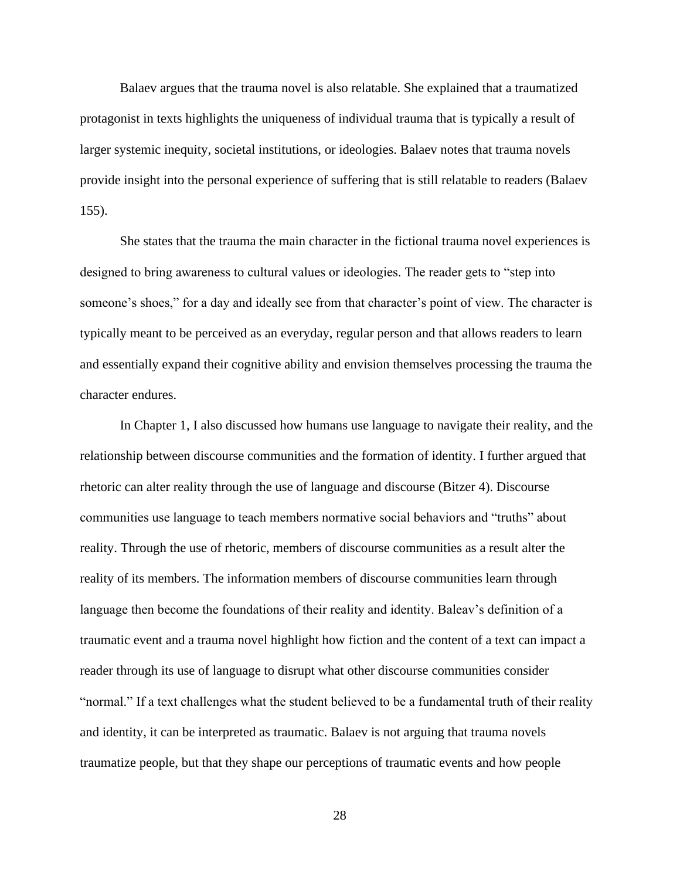Balaev argues that the trauma novel is also relatable. She explained that a traumatized protagonist in texts highlights the uniqueness of individual trauma that is typically a result of larger systemic inequity, societal institutions, or ideologies. Balaev notes that trauma novels provide insight into the personal experience of suffering that is still relatable to readers (Balaev 155).

She states that the trauma the main character in the fictional trauma novel experiences is designed to bring awareness to cultural values or ideologies. The reader gets to "step into someone's shoes," for a day and ideally see from that character's point of view. The character is typically meant to be perceived as an everyday, regular person and that allows readers to learn and essentially expand their cognitive ability and envision themselves processing the trauma the character endures.

In Chapter 1, I also discussed how humans use language to navigate their reality, and the relationship between discourse communities and the formation of identity. I further argued that rhetoric can alter reality through the use of language and discourse (Bitzer 4). Discourse communities use language to teach members normative social behaviors and "truths" about reality. Through the use of rhetoric, members of discourse communities as a result alter the reality of its members. The information members of discourse communities learn through language then become the foundations of their reality and identity. Baleav's definition of a traumatic event and a trauma novel highlight how fiction and the content of a text can impact a reader through its use of language to disrupt what other discourse communities consider "normal." If a text challenges what the student believed to be a fundamental truth of their reality and identity, it can be interpreted as traumatic. Balaev is not arguing that trauma novels traumatize people, but that they shape our perceptions of traumatic events and how people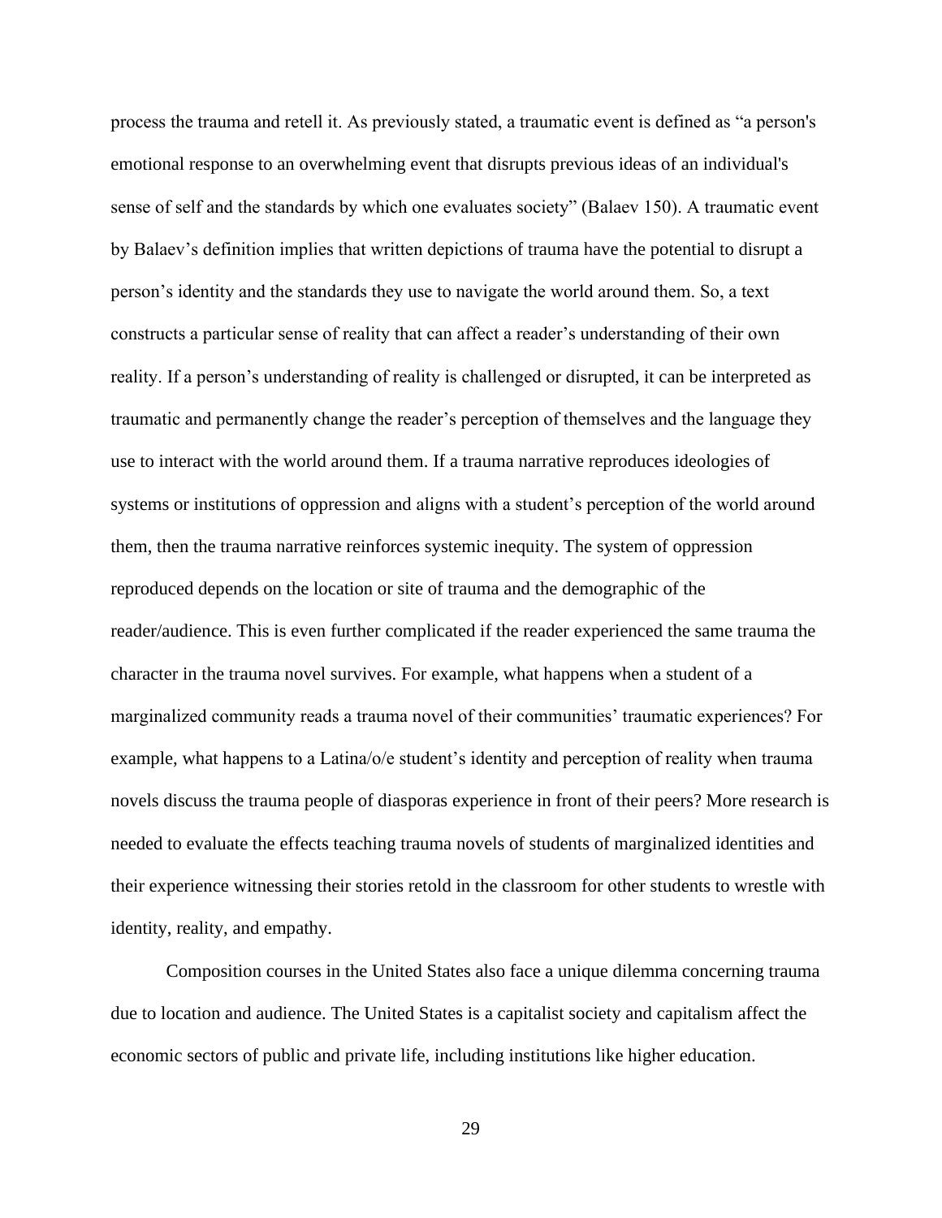process the trauma and retell it. As previously stated, a traumatic event is defined as "a person's emotional response to an overwhelming event that disrupts previous ideas of an individual's sense of self and the standards by which one evaluates society" (Balaev 150). A traumatic event by Balaev's definition implies that written depictions of trauma have the potential to disrupt a person's identity and the standards they use to navigate the world around them. So, a text constructs a particular sense of reality that can affect a reader's understanding of their own reality. If a person's understanding of reality is challenged or disrupted, it can be interpreted as traumatic and permanently change the reader's perception of themselves and the language they use to interact with the world around them. If a trauma narrative reproduces ideologies of systems or institutions of oppression and aligns with a student's perception of the world around them, then the trauma narrative reinforces systemic inequity. The system of oppression reproduced depends on the location or site of trauma and the demographic of the reader/audience. This is even further complicated if the reader experienced the same trauma the character in the trauma novel survives. For example, what happens when a student of a marginalized community reads a trauma novel of their communities' traumatic experiences? For example, what happens to a Latina/o/e student's identity and perception of reality when trauma novels discuss the trauma people of diasporas experience in front of their peers? More research is needed to evaluate the effects teaching trauma novels of students of marginalized identities and their experience witnessing their stories retold in the classroom for other students to wrestle with identity, reality, and empathy.

Composition courses in the United States also face a unique dilemma concerning trauma due to location and audience. The United States is a capitalist society and capitalism affect the economic sectors of public and private life, including institutions like higher education.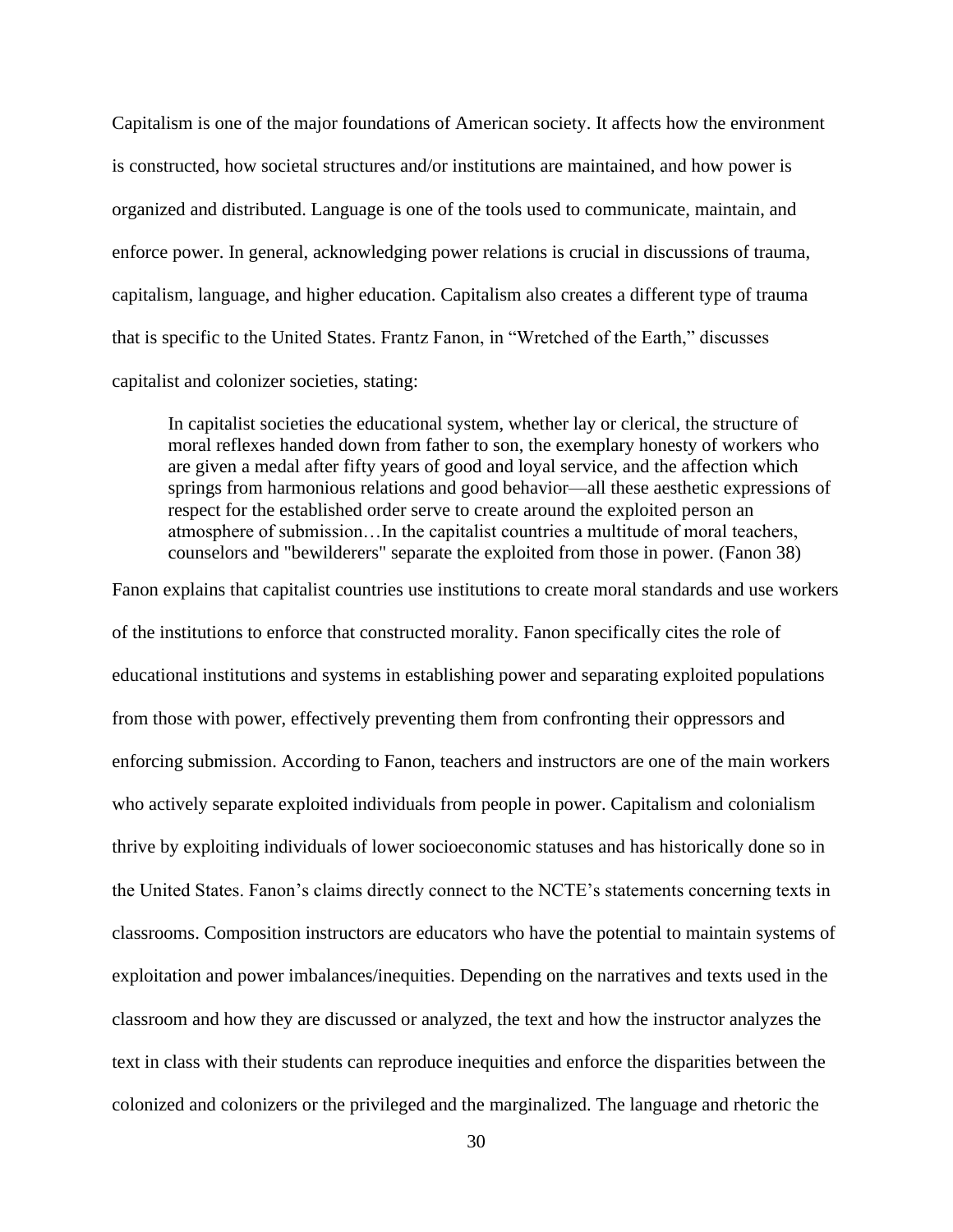Capitalism is one of the major foundations of American society. It affects how the environment is constructed, how societal structures and/or institutions are maintained, and how power is organized and distributed. Language is one of the tools used to communicate, maintain, and enforce power. In general, acknowledging power relations is crucial in discussions of trauma, capitalism, language, and higher education. Capitalism also creates a different type of trauma that is specific to the United States. Frantz Fanon, in "Wretched of the Earth," discusses capitalist and colonizer societies, stating:

> In capitalist societies the educational system, whether lay or clerical, the structure of moral reflexes handed down from father to son, the exemplary honesty of workers who are given a medal after fifty years of good and loyal service, and the affection which springs from harmonious relations and good behavior—all these aesthetic expressions of respect for the established order serve to create around the exploited person an atmosphere of submission…In the capitalist countries a multitude of moral teachers, counselors and "bewilderers" separate the exploited from those in power. (Fanon 38)

Fanon explains that capitalist countries use institutions to create moral standards and use workers of the institutions to enforce that constructed morality. Fanon specifically cites the role of educational institutions and systems in establishing power and separating exploited populations from those with power, effectively preventing them from confronting their oppressors and enforcing submission. According to Fanon, teachers and instructors are one of the main workers who actively separate exploited individuals from people in power. Capitalism and colonialism thrive by exploiting individuals of lower socioeconomic statuses and has historically done so in the United States. Fanon's claims directly connect to the NCTE's statements concerning texts in classrooms. Composition instructors are educators who have the potential to maintain systems of exploitation and power imbalances/inequities. Depending on the narratives and texts used in the classroom and how they are discussed or analyzed, the text and how the instructor analyzes the text in class with their students can reproduce inequities and enforce the disparities between the colonized and colonizers or the privileged and the marginalized. The language and rhetoric the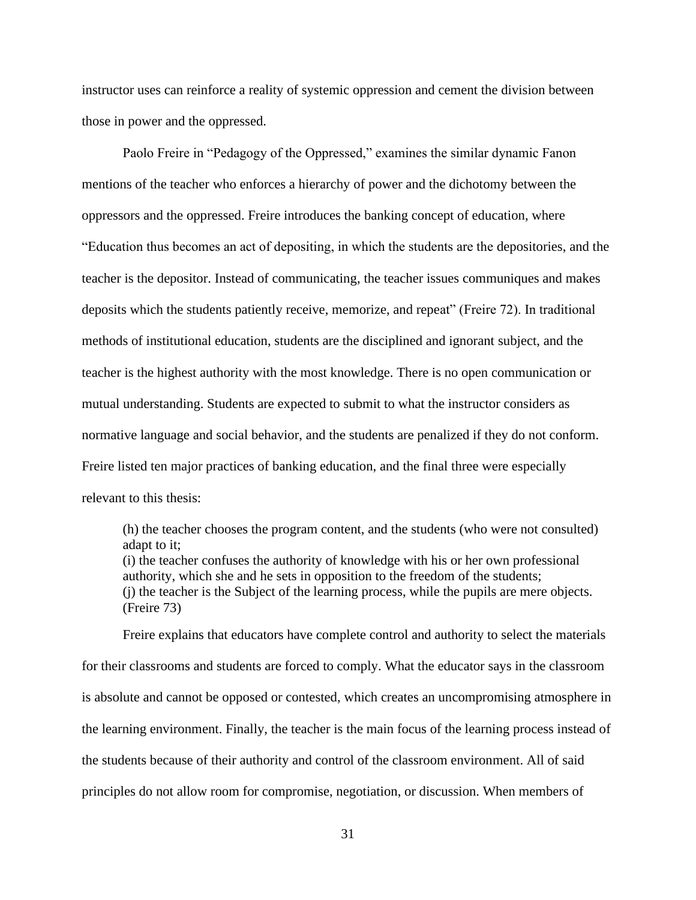instructor uses can reinforce a reality of systemic oppression and cement the division between those in power and the oppressed.

Paolo Freire in "Pedagogy of the Oppressed," examines the similar dynamic Fanon mentions of the teacher who enforces a hierarchy of power and the dichotomy between the oppressors and the oppressed. Freire introduces the banking concept of education, where "Education thus becomes an act of depositing, in which the students are the depositories, and the teacher is the depositor. Instead of communicating, the teacher issues communiques and makes deposits which the students patiently receive, memorize, and repeat" (Freire 72). In traditional methods of institutional education, students are the disciplined and ignorant subject, and the teacher is the highest authority with the most knowledge. There is no open communication or mutual understanding. Students are expected to submit to what the instructor considers as normative language and social behavior, and the students are penalized if they do not conform. Freire listed ten major practices of banking education, and the final three were especially relevant to this thesis:

> (h) the teacher chooses the program content, and the students (who were not consulted) adapt to it;
> (i) the teacher confuses the authority of knowledge with his or her own professional authority, which she and he sets in opposition to the freedom of the students;
> (j) the teacher is the Subject of the learning process, while the pupils are mere objects. (Freire 73)

Freire explains that educators have complete control and authority to select the materials for their classrooms and students are forced to comply. What the educator says in the classroom is absolute and cannot be opposed or contested, which creates an uncompromising atmosphere in the learning environment. Finally, the teacher is the main focus of the learning process instead of the students because of their authority and control of the classroom environment. All of said principles do not allow room for compromise, negotiation, or discussion. When members of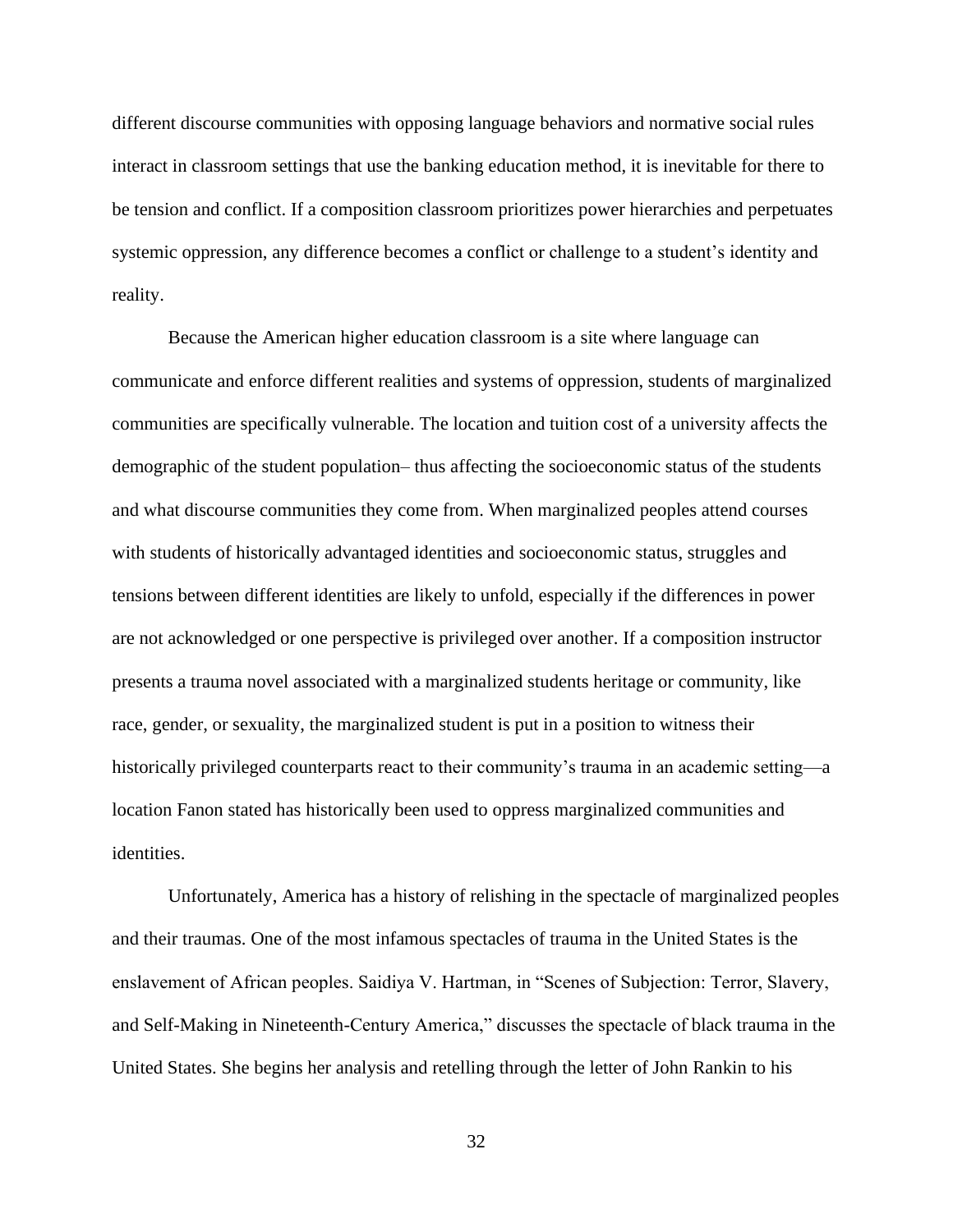different discourse communities with opposing language behaviors and normative social rules interact in classroom settings that use the banking education method, it is inevitable for there to be tension and conflict. If a composition classroom prioritizes power hierarchies and perpetuates systemic oppression, any difference becomes a conflict or challenge to a student's identity and reality.

Because the American higher education classroom is a site where language can communicate and enforce different realities and systems of oppression, students of marginalized communities are specifically vulnerable. The location and tuition cost of a university affects the demographic of the student population– thus affecting the socioeconomic status of the students and what discourse communities they come from. When marginalized peoples attend courses with students of historically advantaged identities and socioeconomic status, struggles and tensions between different identities are likely to unfold, especially if the differences in power are not acknowledged or one perspective is privileged over another. If a composition instructor presents a trauma novel associated with a marginalized students heritage or community, like race, gender, or sexuality, the marginalized student is put in a position to witness their historically privileged counterparts react to their community's trauma in an academic setting—a location Fanon stated has historically been used to oppress marginalized communities and identities.

Unfortunately, America has a history of relishing in the spectacle of marginalized peoples and their traumas. One of the most infamous spectacles of trauma in the United States is the enslavement of African peoples. Saidiya V. Hartman, in "Scenes of Subjection: Terror, Slavery, and Self-Making in Nineteenth-Century America," discusses the spectacle of black trauma in the United States. She begins her analysis and retelling through the letter of John Rankin to his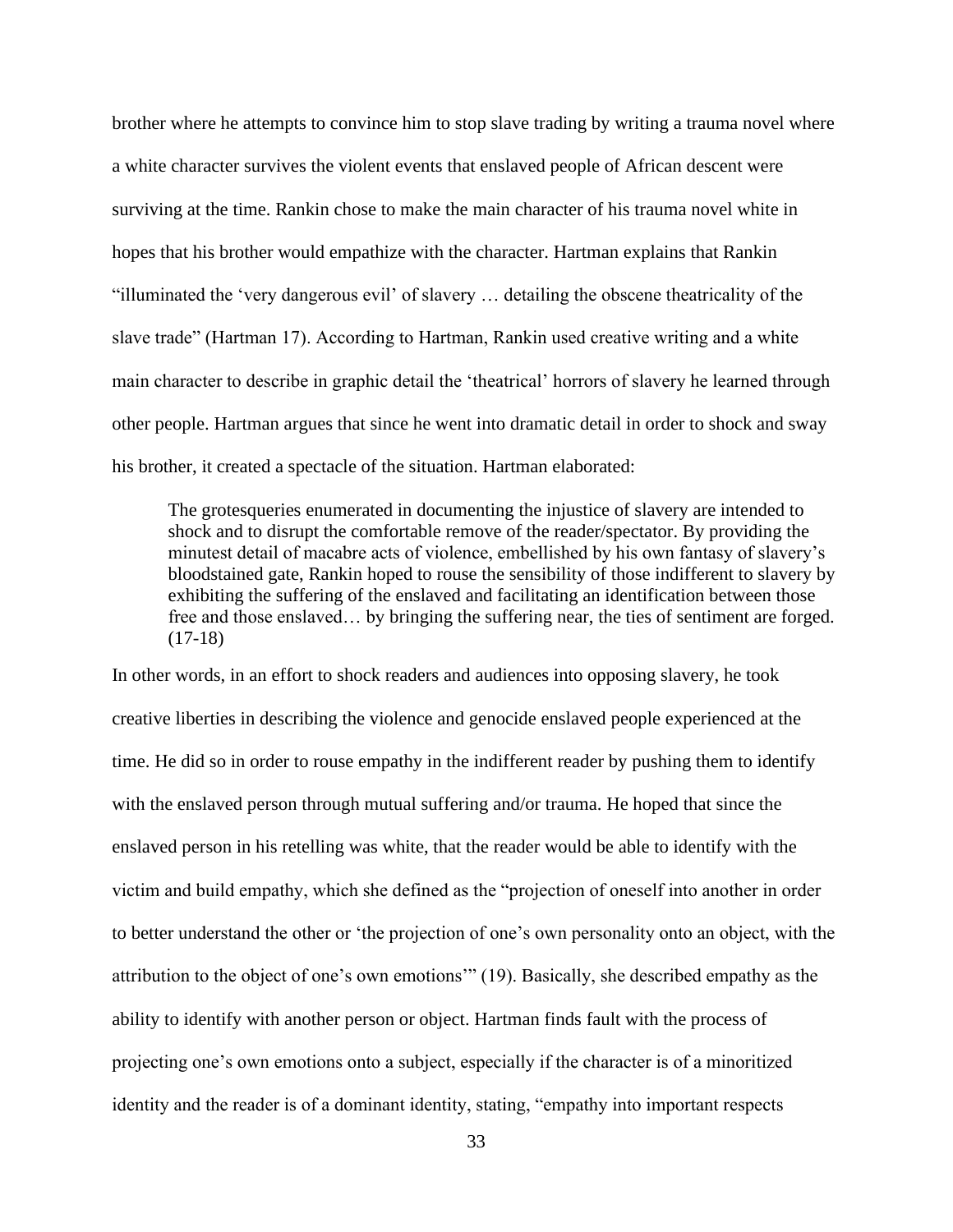brother where he attempts to convince him to stop slave trading by writing a trauma novel where a white character survives the violent events that enslaved people of African descent were surviving at the time. Rankin chose to make the main character of his trauma novel white in hopes that his brother would empathize with the character. Hartman explains that Rankin "illuminated the 'very dangerous evil' of slavery … detailing the obscene theatricality of the slave trade" (Hartman 17). According to Hartman, Rankin used creative writing and a white main character to describe in graphic detail the 'theatrical' horrors of slavery he learned through other people. Hartman argues that since he went into dramatic detail in order to shock and sway his brother, it created a spectacle of the situation. Hartman elaborated:

> The grotesqueries enumerated in documenting the injustice of slavery are intended to shock and to disrupt the comfortable remove of the reader/spectator. By providing the minutest detail of macabre acts of violence, embellished by his own fantasy of slavery's bloodstained gate, Rankin hoped to rouse the sensibility of those indifferent to slavery by exhibiting the suffering of the enslaved and facilitating an identification between those free and those enslaved… by bringing the suffering near, the ties of sentiment are forged. (17-18)

In other words, in an effort to shock readers and audiences into opposing slavery, he took creative liberties in describing the violence and genocide enslaved people experienced at the time. He did so in order to rouse empathy in the indifferent reader by pushing them to identify with the enslaved person through mutual suffering and/or trauma. He hoped that since the enslaved person in his retelling was white, that the reader would be able to identify with the victim and build empathy, which she defined as the "projection of oneself into another in order to better understand the other or 'the projection of one's own personality onto an object, with the attribution to the object of one's own emotions'" (19). Basically, she described empathy as the ability to identify with another person or object. Hartman finds fault with the process of projecting one's own emotions onto a subject, especially if the character is of a minoritized identity and the reader is of a dominant identity, stating, "empathy into important respects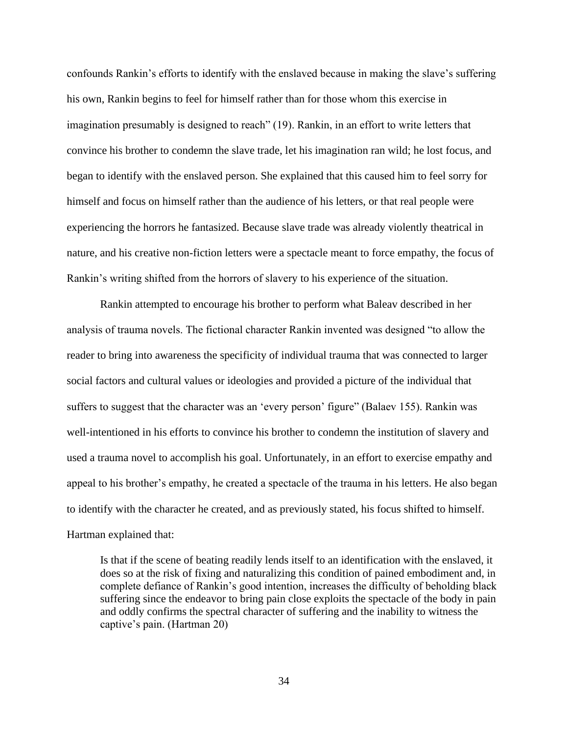confounds Rankin's efforts to identify with the enslaved because in making the slave's suffering his own, Rankin begins to feel for himself rather than for those whom this exercise in imagination presumably is designed to reach" (19). Rankin, in an effort to write letters that convince his brother to condemn the slave trade, let his imagination ran wild; he lost focus, and began to identify with the enslaved person. She explained that this caused him to feel sorry for himself and focus on himself rather than the audience of his letters, or that real people were experiencing the horrors he fantasized. Because slave trade was already violently theatrical in nature, and his creative non-fiction letters were a spectacle meant to force empathy, the focus of Rankin's writing shifted from the horrors of slavery to his experience of the situation.

Rankin attempted to encourage his brother to perform what Baleav described in her analysis of trauma novels. The fictional character Rankin invented was designed "to allow the reader to bring into awareness the specificity of individual trauma that was connected to larger social factors and cultural values or ideologies and provided a picture of the individual that suffers to suggest that the character was an 'every person' figure" (Balaev 155). Rankin was well-intentioned in his efforts to convince his brother to condemn the institution of slavery and used a trauma novel to accomplish his goal. Unfortunately, in an effort to exercise empathy and appeal to his brother's empathy, he created a spectacle of the trauma in his letters. He also began to identify with the character he created, and as previously stated, his focus shifted to himself. Hartman explained that:

> Is that if the scene of beating readily lends itself to an identification with the enslaved, it does so at the risk of fixing and naturalizing this condition of pained embodiment and, in complete defiance of Rankin's good intention, increases the difficulty of beholding black suffering since the endeavor to bring pain close exploits the spectacle of the body in pain and oddly confirms the spectral character of suffering and the inability to witness the captive's pain. (Hartman 20)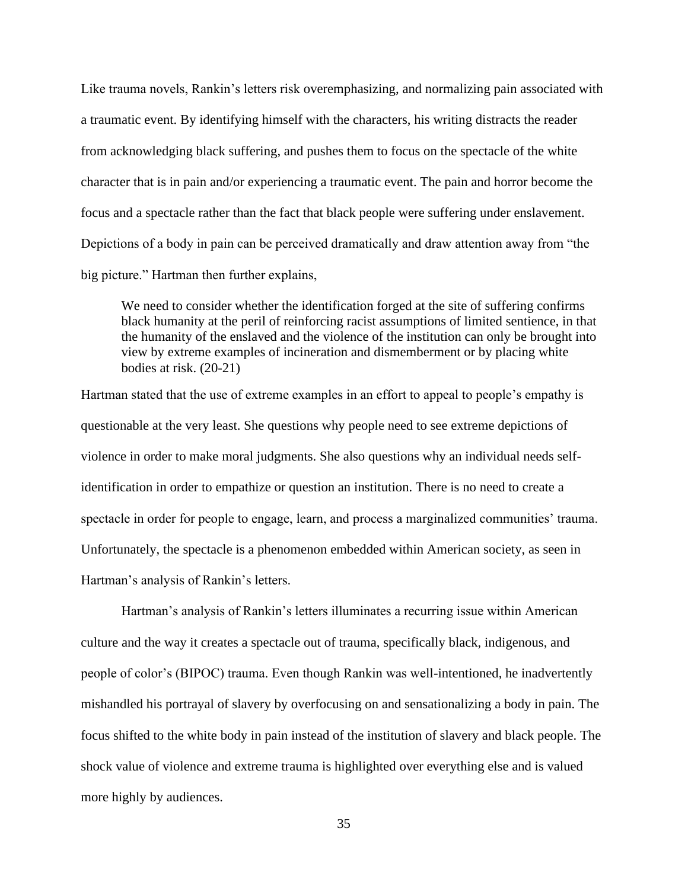Like trauma novels, Rankin's letters risk overemphasizing, and normalizing pain associated with a traumatic event. By identifying himself with the characters, his writing distracts the reader from acknowledging black suffering, and pushes them to focus on the spectacle of the white character that is in pain and/or experiencing a traumatic event. The pain and horror become the focus and a spectacle rather than the fact that black people were suffering under enslavement. Depictions of a body in pain can be perceived dramatically and draw attention away from "the big picture." Hartman then further explains,

> We need to consider whether the identification forged at the site of suffering confirms black humanity at the peril of reinforcing racist assumptions of limited sentience, in that the humanity of the enslaved and the violence of the institution can only be brought into view by extreme examples of incineration and dismemberment or by placing white bodies at risk. (20-21)

Hartman stated that the use of extreme examples in an effort to appeal to people's empathy is questionable at the very least. She questions why people need to see extreme depictions of violence in order to make moral judgments. She also questions why an individual needs self-identification in order to empathize or question an institution. There is no need to create a spectacle in order for people to engage, learn, and process a marginalized communities' trauma. Unfortunately, the spectacle is a phenomenon embedded within American society, as seen in Hartman's analysis of Rankin's letters.

Hartman's analysis of Rankin's letters illuminates a recurring issue within American culture and the way it creates a spectacle out of trauma, specifically black, indigenous, and people of color's (BIPOC) trauma. Even though Rankin was well-intentioned, he inadvertently mishandled his portrayal of slavery by overfocusing on and sensationalizing a body in pain. The focus shifted to the white body in pain instead of the institution of slavery and black people. The shock value of violence and extreme trauma is highlighted over everything else and is valued more highly by audiences.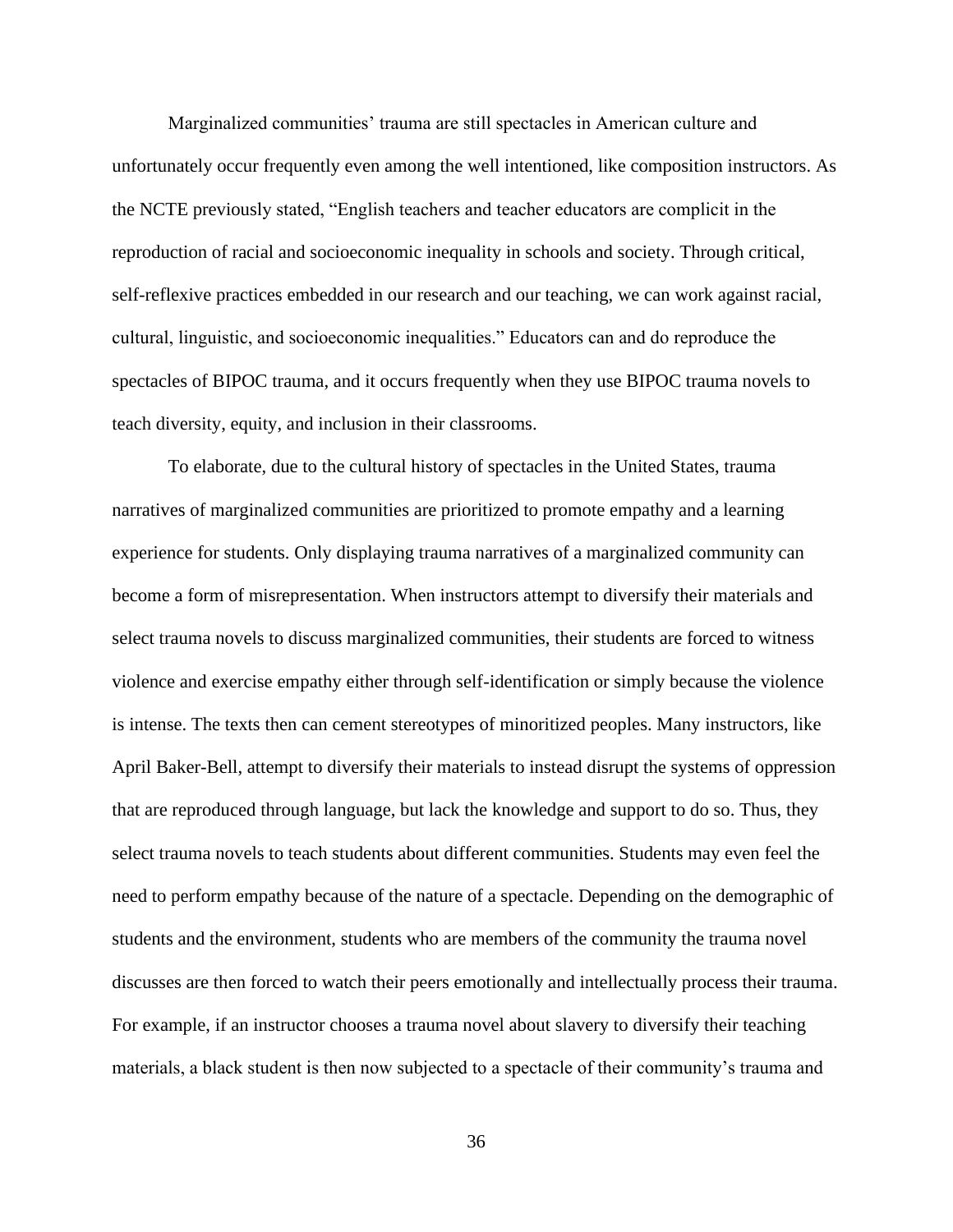Marginalized communities' trauma are still spectacles in American culture and unfortunately occur frequently even among the well intentioned, like composition instructors. As the NCTE previously stated, "English teachers and teacher educators are complicit in the reproduction of racial and socioeconomic inequality in schools and society. Through critical, self-reflexive practices embedded in our research and our teaching, we can work against racial, cultural, linguistic, and socioeconomic inequalities." Educators can and do reproduce the spectacles of BIPOC trauma, and it occurs frequently when they use BIPOC trauma novels to teach diversity, equity, and inclusion in their classrooms.

To elaborate, due to the cultural history of spectacles in the United States, trauma narratives of marginalized communities are prioritized to promote empathy and a learning experience for students. Only displaying trauma narratives of a marginalized community can become a form of misrepresentation. When instructors attempt to diversify their materials and select trauma novels to discuss marginalized communities, their students are forced to witness violence and exercise empathy either through self-identification or simply because the violence is intense. The texts then can cement stereotypes of minoritized peoples. Many instructors, like April Baker-Bell, attempt to diversify their materials to instead disrupt the systems of oppression that are reproduced through language, but lack the knowledge and support to do so. Thus, they select trauma novels to teach students about different communities. Students may even feel the need to perform empathy because of the nature of a spectacle. Depending on the demographic of students and the environment, students who are members of the community the trauma novel discusses are then forced to watch their peers emotionally and intellectually process their trauma. For example, if an instructor chooses a trauma novel about slavery to diversify their teaching materials, a black student is then now subjected to a spectacle of their community's trauma and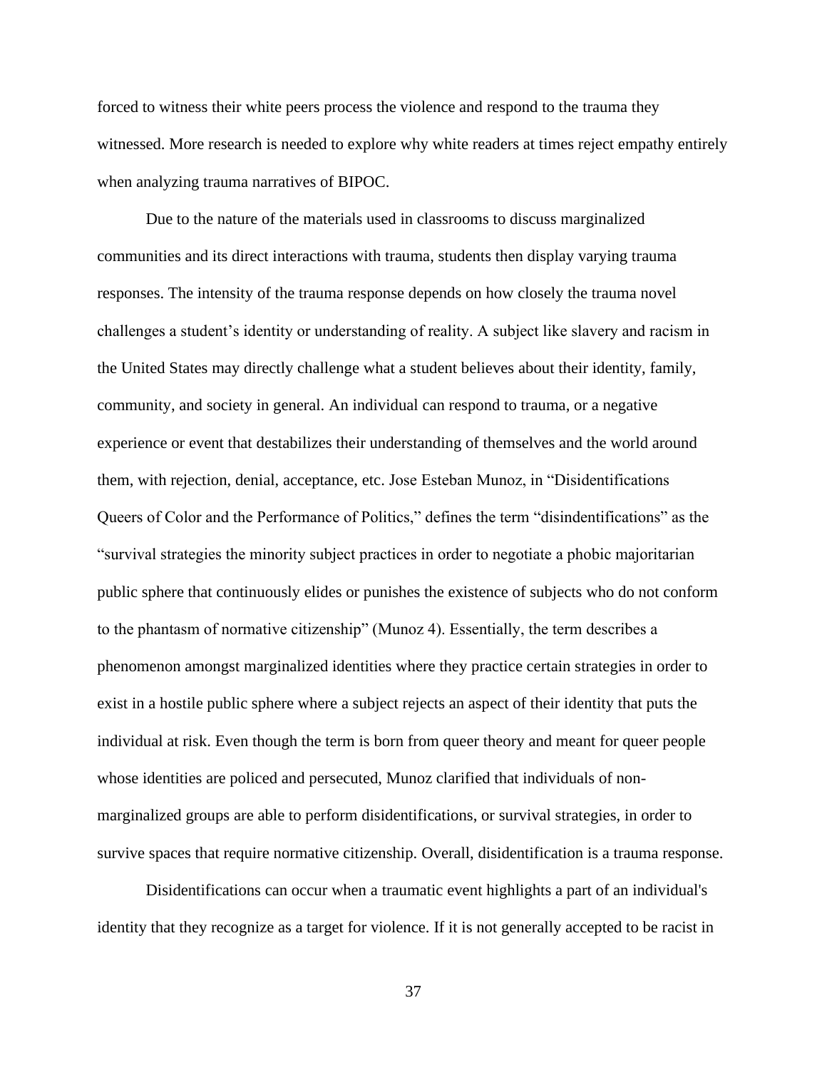forced to witness their white peers process the violence and respond to the trauma they witnessed. More research is needed to explore why white readers at times reject empathy entirely when analyzing trauma narratives of BIPOC.

Due to the nature of the materials used in classrooms to discuss marginalized communities and its direct interactions with trauma, students then display varying trauma responses. The intensity of the trauma response depends on how closely the trauma novel challenges a student's identity or understanding of reality. A subject like slavery and racism in the United States may directly challenge what a student believes about their identity, family, community, and society in general. An individual can respond to trauma, or a negative experience or event that destabilizes their understanding of themselves and the world around them, with rejection, denial, acceptance, etc. Jose Esteban Munoz, in "Disidentifications Queers of Color and the Performance of Politics," defines the term "disindentifications" as the "survival strategies the minority subject practices in order to negotiate a phobic majoritarian public sphere that continuously elides or punishes the existence of subjects who do not conform to the phantasm of normative citizenship" (Munoz 4). Essentially, the term describes a phenomenon amongst marginalized identities where they practice certain strategies in order to exist in a hostile public sphere where a subject rejects an aspect of their identity that puts the individual at risk. Even though the term is born from queer theory and meant for queer people whose identities are policed and persecuted, Munoz clarified that individuals of non-marginalized groups are able to perform disidentifications, or survival strategies, in order to survive spaces that require normative citizenship. Overall, disidentification is a trauma response.

Disidentifications can occur when a traumatic event highlights a part of an individual's identity that they recognize as a target for violence. If it is not generally accepted to be racist in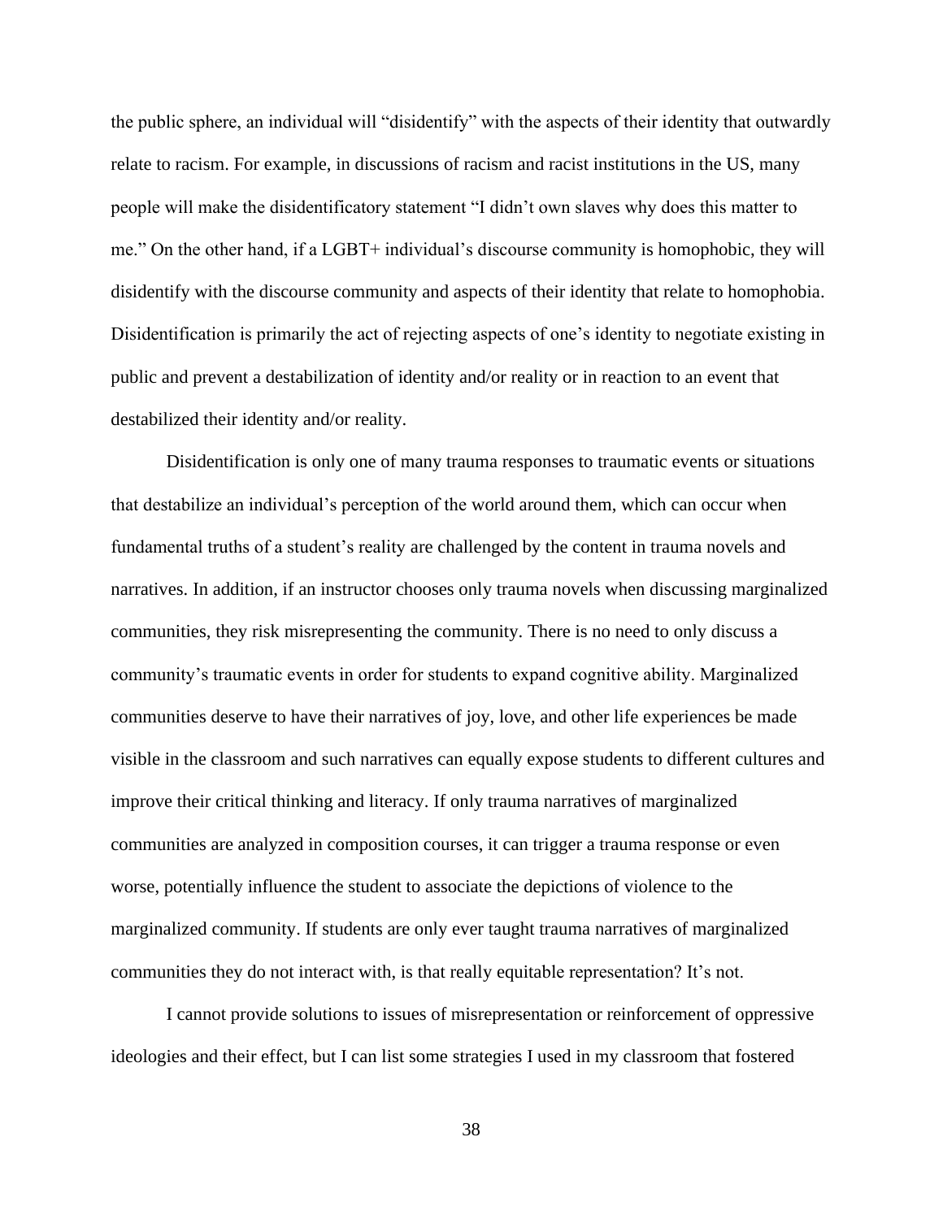the public sphere, an individual will "disidentify" with the aspects of their identity that outwardly relate to racism. For example, in discussions of racism and racist institutions in the US, many people will make the disidentificatory statement "I didn't own slaves why does this matter to me." On the other hand, if a LGBT+ individual's discourse community is homophobic, they will disidentify with the discourse community and aspects of their identity that relate to homophobia. Disidentification is primarily the act of rejecting aspects of one's identity to negotiate existing in public and prevent a destabilization of identity and/or reality or in reaction to an event that destabilized their identity and/or reality.

Disidentification is only one of many trauma responses to traumatic events or situations that destabilize an individual's perception of the world around them, which can occur when fundamental truths of a student's reality are challenged by the content in trauma novels and narratives. In addition, if an instructor chooses only trauma novels when discussing marginalized communities, they risk misrepresenting the community. There is no need to only discuss a community's traumatic events in order for students to expand cognitive ability. Marginalized communities deserve to have their narratives of joy, love, and other life experiences be made visible in the classroom and such narratives can equally expose students to different cultures and improve their critical thinking and literacy. If only trauma narratives of marginalized communities are analyzed in composition courses, it can trigger a trauma response or even worse, potentially influence the student to associate the depictions of violence to the marginalized community. If students are only ever taught trauma narratives of marginalized communities they do not interact with, is that really equitable representation? It's not.

I cannot provide solutions to issues of misrepresentation or reinforcement of oppressive ideologies and their effect, but I can list some strategies I used in my classroom that fostered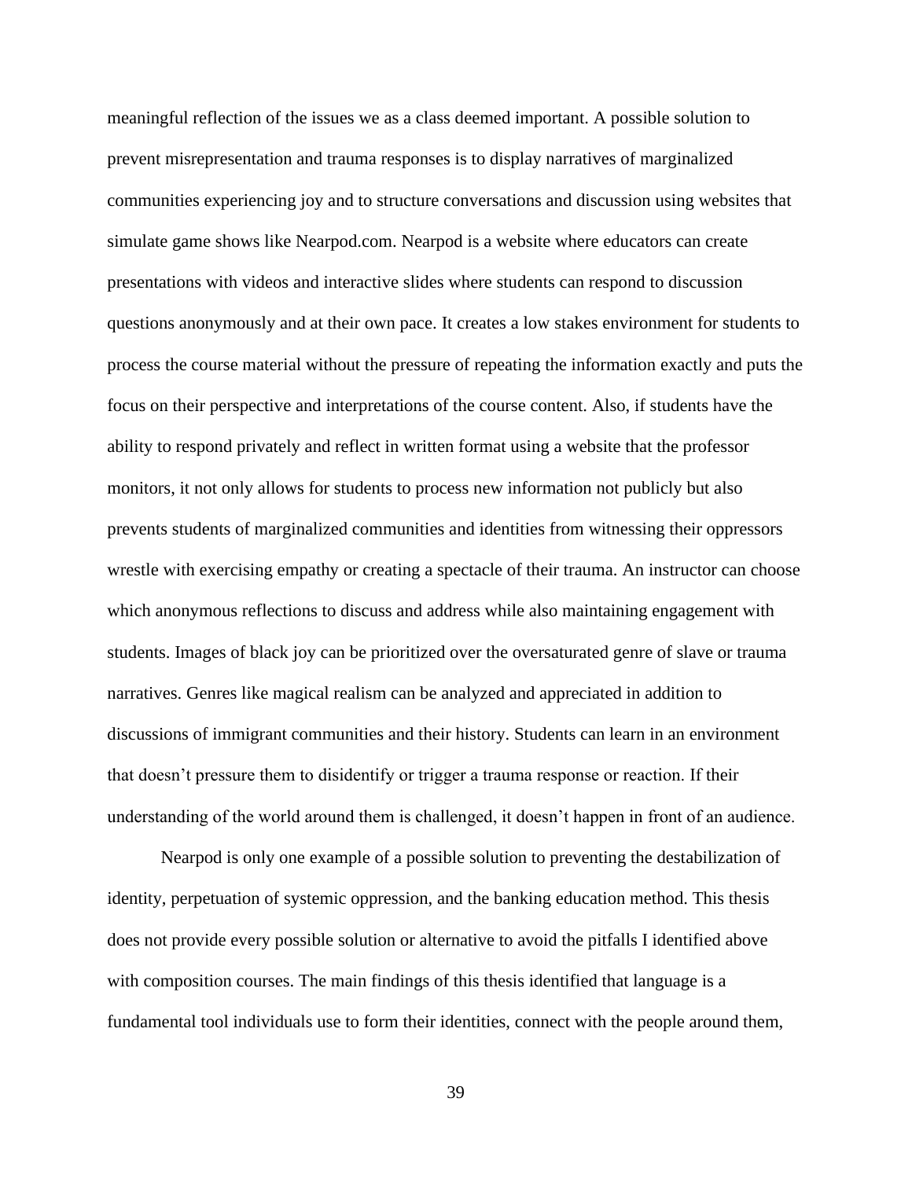meaningful reflection of the issues we as a class deemed important. A possible solution to prevent misrepresentation and trauma responses is to display narratives of marginalized communities experiencing joy and to structure conversations and discussion using websites that simulate game shows like Nearpod.com. Nearpod is a website where educators can create presentations with videos and interactive slides where students can respond to discussion questions anonymously and at their own pace. It creates a low stakes environment for students to process the course material without the pressure of repeating the information exactly and puts the focus on their perspective and interpretations of the course content. Also, if students have the ability to respond privately and reflect in written format using a website that the professor monitors, it not only allows for students to process new information not publicly but also prevents students of marginalized communities and identities from witnessing their oppressors wrestle with exercising empathy or creating a spectacle of their trauma. An instructor can choose which anonymous reflections to discuss and address while also maintaining engagement with students. Images of black joy can be prioritized over the oversaturated genre of slave or trauma narratives. Genres like magical realism can be analyzed and appreciated in addition to discussions of immigrant communities and their history. Students can learn in an environment that doesn't pressure them to disidentify or trigger a trauma response or reaction. If their understanding of the world around them is challenged, it doesn't happen in front of an audience.

Nearpod is only one example of a possible solution to preventing the destabilization of identity, perpetuation of systemic oppression, and the banking education method. This thesis does not provide every possible solution or alternative to avoid the pitfalls I identified above with composition courses. The main findings of this thesis identified that language is a fundamental tool individuals use to form their identities, connect with the people around them,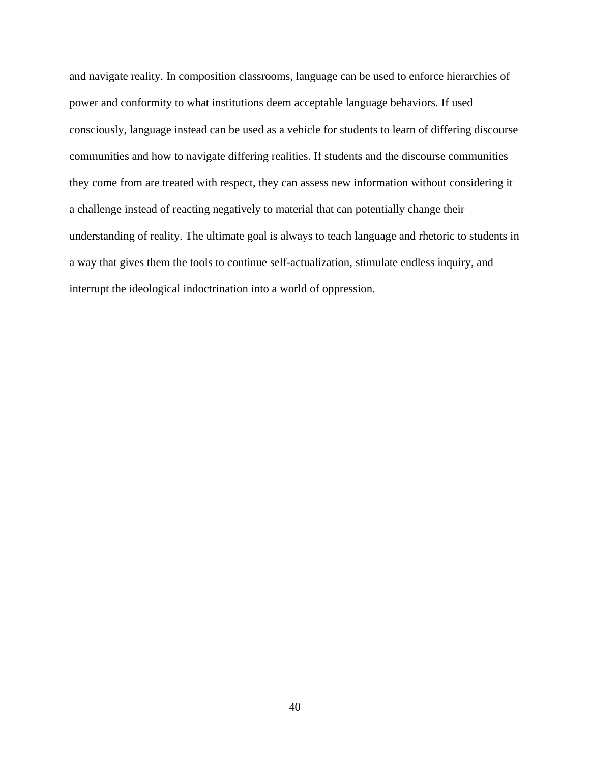and navigate reality. In composition classrooms, language can be used to enforce hierarchies of power and conformity to what institutions deem acceptable language behaviors. If used consciously, language instead can be used as a vehicle for students to learn of differing discourse communities and how to navigate differing realities. If students and the discourse communities they come from are treated with respect, they can assess new information without considering it a challenge instead of reacting negatively to material that can potentially change their understanding of reality. The ultimate goal is always to teach language and rhetoric to students in a way that gives them the tools to continue self-actualization, stimulate endless inquiry, and interrupt the ideological indoctrination into a world of oppression.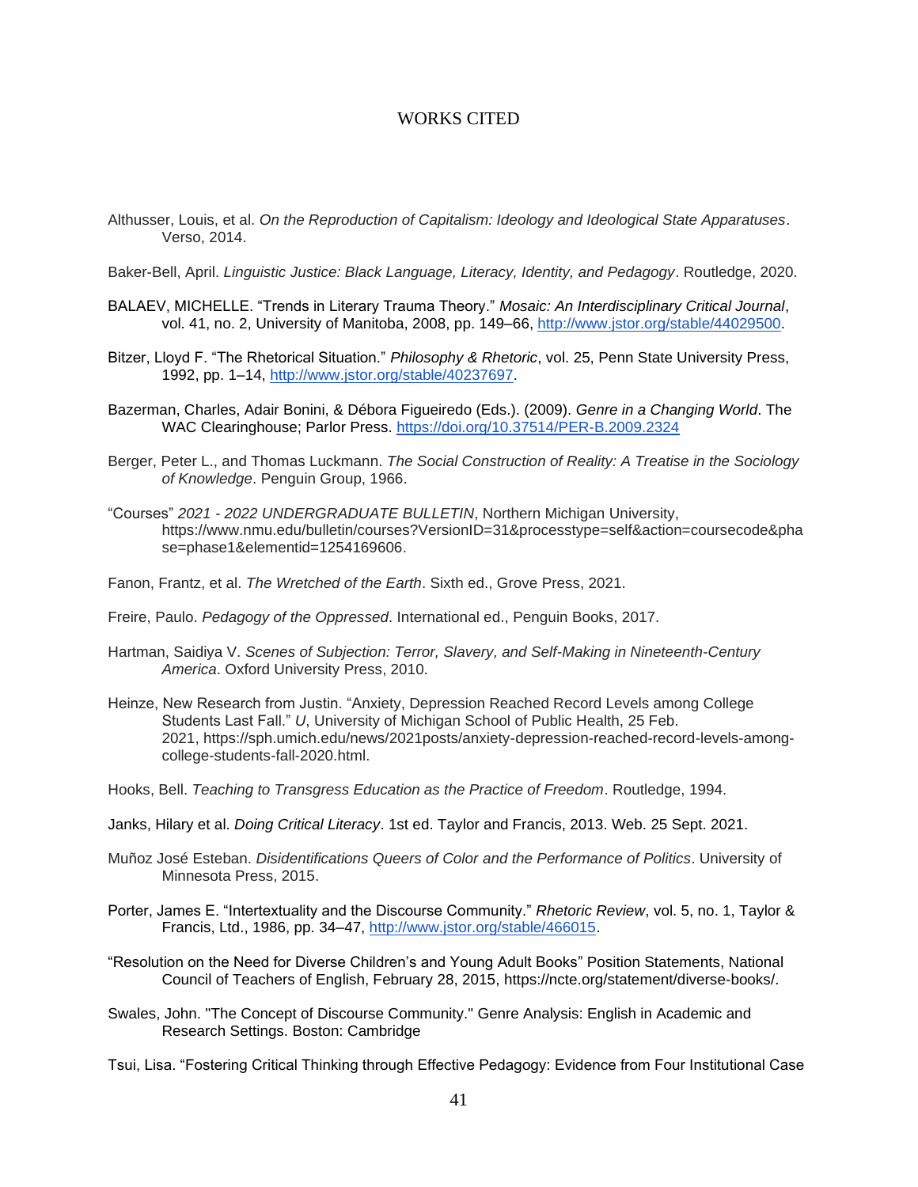# WORKS CITED

Althusser, Louis, et al. *On the Reproduction of Capitalism: Ideology and Ideological State Apparatuses*. Verso, 2014.

Baker-Bell, April. *Linguistic Justice: Black Language, Literacy, Identity, and Pedagogy*. Routledge, 2020.

BALAEV, MICHELLE. "Trends in Literary Trauma Theory." *Mosaic: An Interdisciplinary Critical Journal*, vol. 41, no. 2, University of Manitoba, 2008, pp. 149–66, http://www.jstor.org/stable/44029500.

Bitzer, Lloyd F. "The Rhetorical Situation." *Philosophy & Rhetoric*, vol. 25, Penn State University Press, 1992, pp. 1–14, http://www.jstor.org/stable/40237697.

Bazerman, Charles, Adair Bonini, & Débora Figueiredo (Eds.). (2009). *Genre in a Changing World*. The WAC Clearinghouse; Parlor Press. https://doi.org/10.37514/PER-B.2009.2324

Berger, Peter L., and Thomas Luckmann. *The Social Construction of Reality: A Treatise in the Sociology of Knowledge*. Penguin Group, 1966.

"Courses" *2021 - 2022 UNDERGRADUATE BULLETIN*, Northern Michigan University, https://www.nmu.edu/bulletin/courses?VersionID=31&processtype=self&action=coursecode&phase=phase1&elementid=1254169606.

Fanon, Frantz, et al. *The Wretched of the Earth*. Sixth ed., Grove Press, 2021.

Freire, Paulo. *Pedagogy of the Oppressed*. International ed., Penguin Books, 2017.

Hartman, Saidiya V. *Scenes of Subjection: Terror, Slavery, and Self-Making in Nineteenth-Century America*. Oxford University Press, 2010.

Heinze, New Research from Justin. "Anxiety, Depression Reached Record Levels among College Students Last Fall." *U*, University of Michigan School of Public Health, 25 Feb. 2021, https://sph.umich.edu/news/2021posts/anxiety-depression-reached-record-levels-among-college-students-fall-2020.html.

Hooks, Bell. *Teaching to Transgress Education as the Practice of Freedom*. Routledge, 1994.

Janks, Hilary et al. *Doing Critical Literacy*. 1st ed. Taylor and Francis, 2013. Web. 25 Sept. 2021.

Muñoz José Esteban. *Disidentifications Queers of Color and the Performance of Politics*. University of Minnesota Press, 2015.

Porter, James E. "Intertextuality and the Discourse Community." *Rhetoric Review*, vol. 5, no. 1, Taylor & Francis, Ltd., 1986, pp. 34–47, http://www.jstor.org/stable/466015.

"Resolution on the Need for Diverse Children's and Young Adult Books" Position Statements, National Council of Teachers of English, February 28, 2015, https://ncte.org/statement/diverse-books/.

Swales, John. "The Concept of Discourse Community." Genre Analysis: English in Academic and Research Settings. Boston: Cambridge

Tsui, Lisa. "Fostering Critical Thinking through Effective Pedagogy: Evidence from Four Institutional Case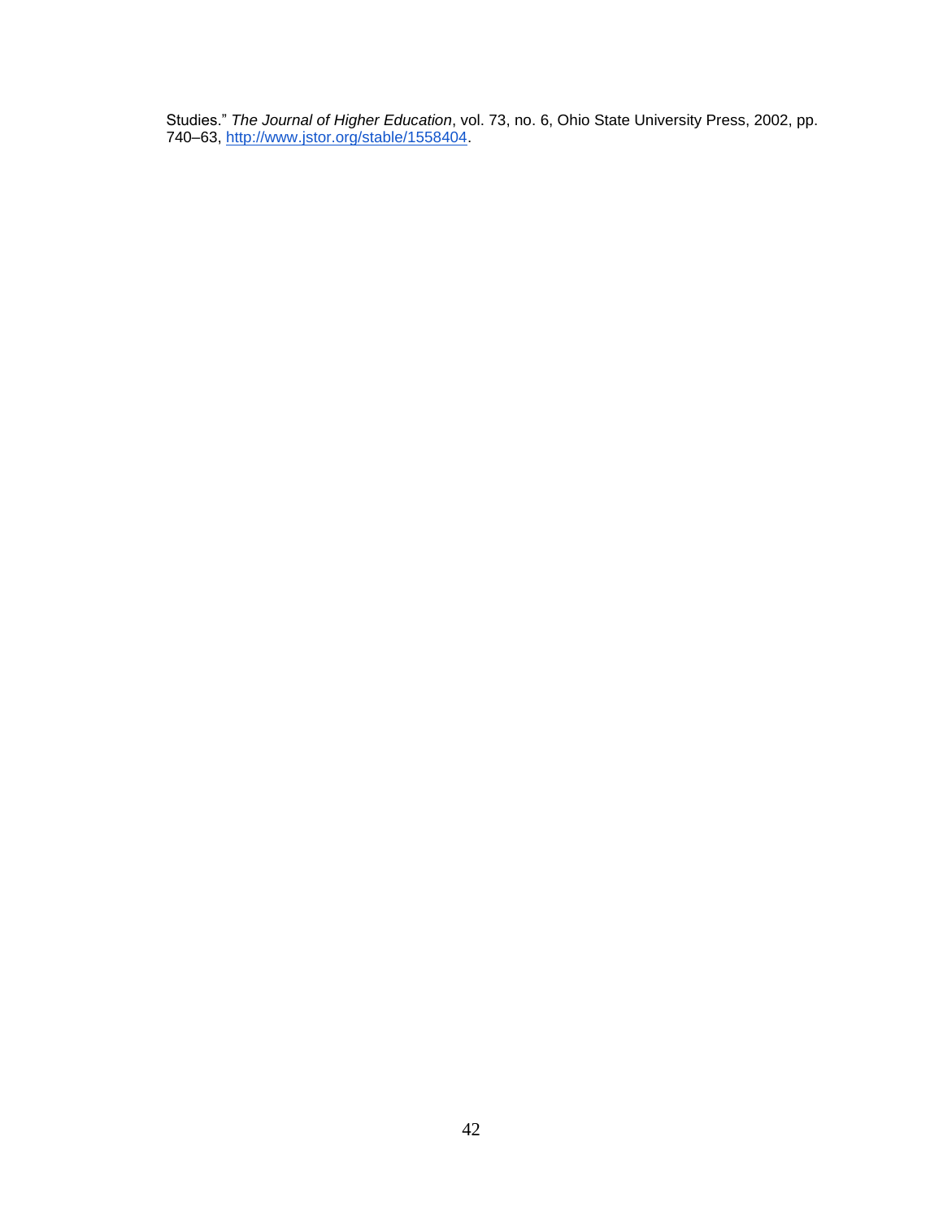Studies." *The Journal of Higher Education*, vol. 73, no. 6, Ohio State University Press, 2002, pp. 740–63, http://www.jstor.org/stable/1558404.